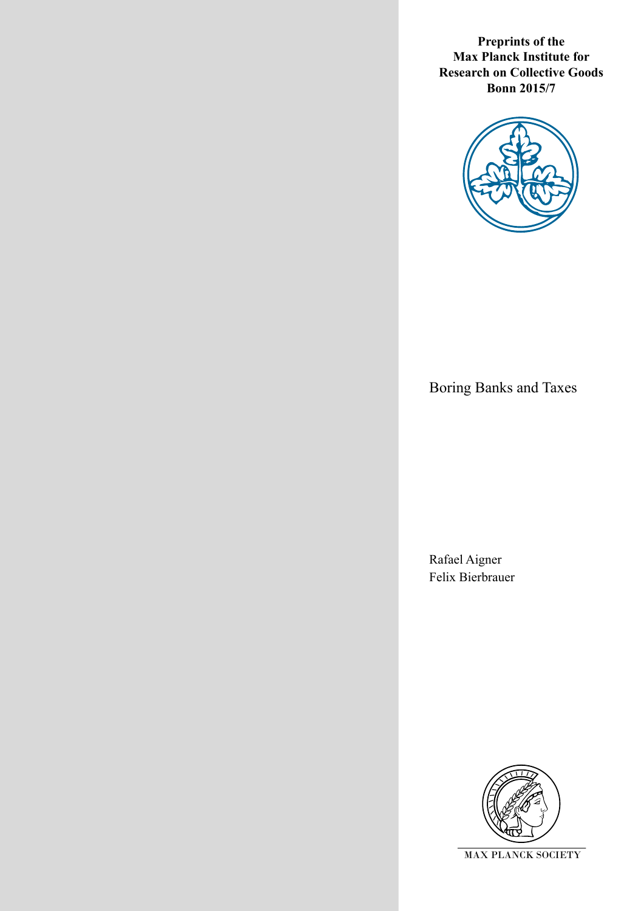**Preprints of the Max Planck Institute for Research on Collective Goods Bonn 2015/7**

# Boring Banks and Taxes

Rafael Aigner
Felix Bierbrauer

MAX PLANCK SOCIETY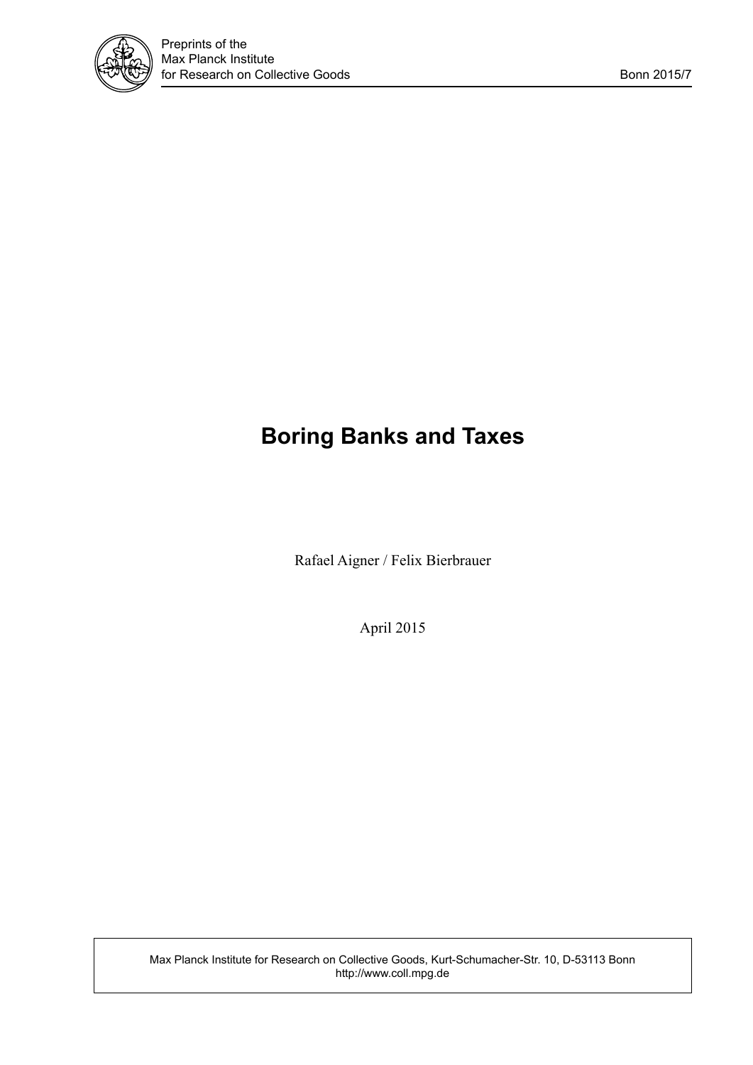# Boring Banks and Taxes

Rafael Aigner / Felix Bierbrauer

April 2015

Max Planck Institute for Research on Collective Goods, Kurt-Schumacher-Str. 10, D-53113 Bonn
http://www.coll.mpg.de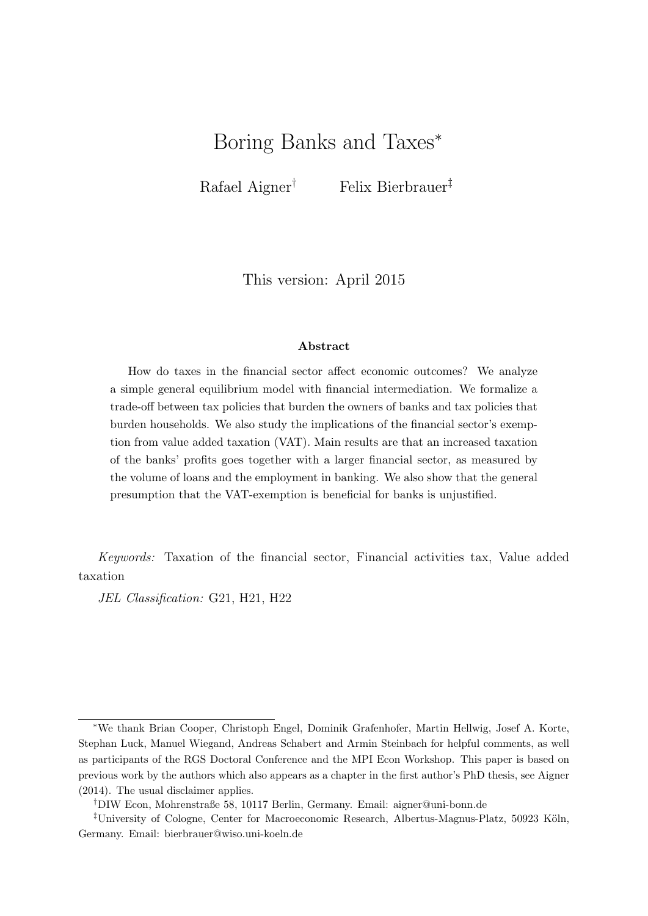# Boring Banks and Taxes*

Rafael Aigner[†] Felix Bierbrauer[‡]

This version: April 2015

**Abstract**

How do taxes in the financial sector affect economic outcomes? We analyze a simple general equilibrium model with financial intermediation. We formalize a trade-off between tax policies that burden the owners of banks and tax policies that burden households. We also study the implications of the financial sector's exemption from value added taxation (VAT). Main results are that an increased taxation of the banks' profits goes together with a larger financial sector, as measured by the volume of loans and the employment in banking. We also show that the general presumption that the VAT-exemption is beneficial for banks is unjustified.

*Keywords:* Taxation of the financial sector, Financial activities tax, Value added taxation

*JEL Classification:* G21, H21, H22

---

*We thank Brian Cooper, Christoph Engel, Dominik Grafenhofer, Martin Hellwig, Josef A. Korte, Stephan Luck, Manuel Wiegand, Andreas Schabert and Armin Steinbach for helpful comments, as well as participants of the RGS Doctoral Conference and the MPI Econ Workshop. This paper is based on previous work by the authors which also appears as a chapter in the first author's PhD thesis, see Aigner (2014). The usual disclaimer applies.

†DIW Econ, Mohrenstraße 58, 10117 Berlin, Germany. Email: aigner@uni-bonn.de

‡University of Cologne, Center for Macroeconomic Research, Albertus-Magnus-Platz, 50923 Köln, Germany. Email: bierbrauer@wiso.uni-koeln.de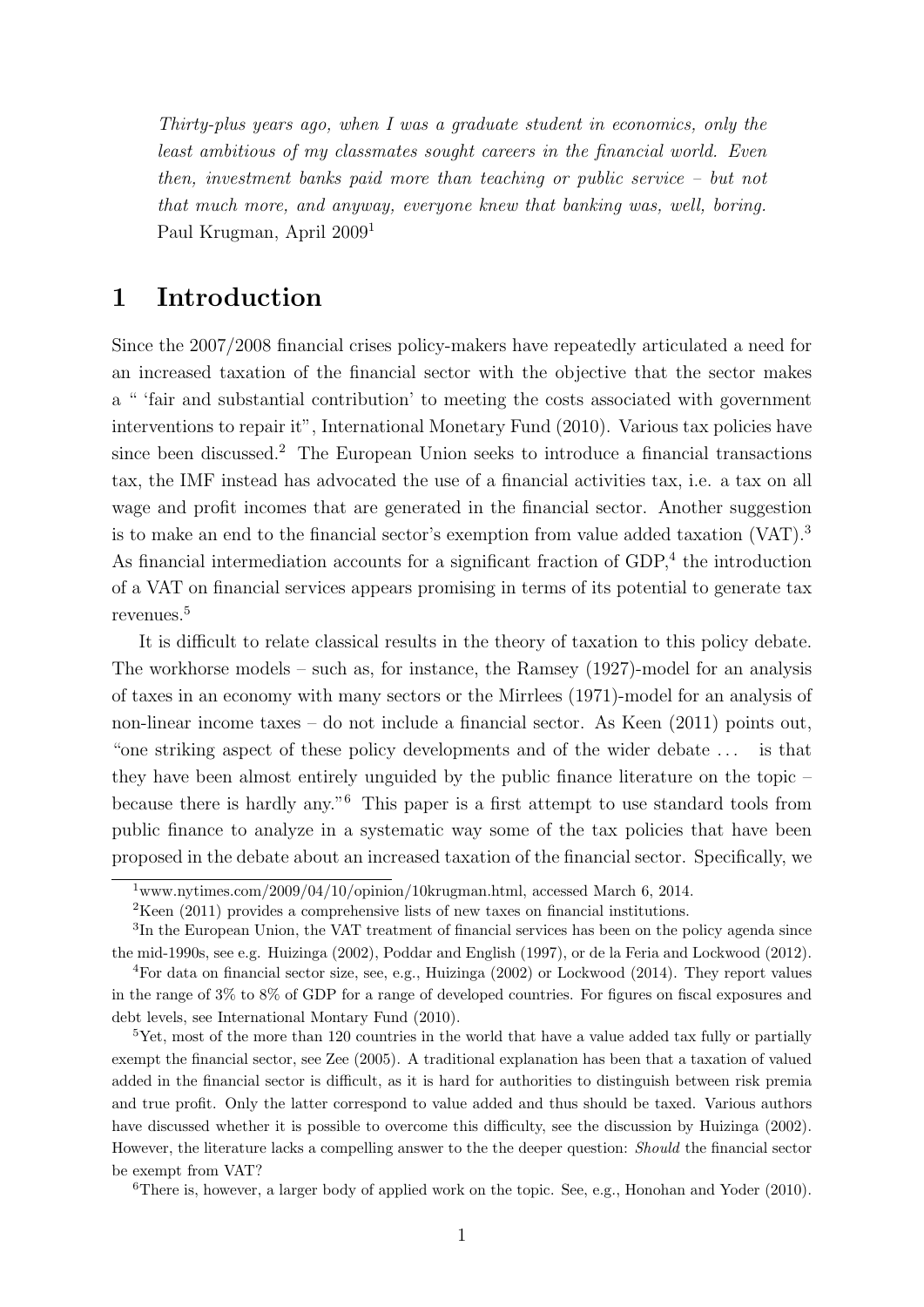*Thirty-plus years ago, when I was a graduate student in economics, only the least ambitious of my classmates sought careers in the financial world. Even then, investment banks paid more than teaching or public service – but not that much more, and anyway, everyone knew that banking was, well, boring.* Paul Krugman, April 2009[1]

# 1 Introduction

Since the 2007/2008 financial crises policy-makers have repeatedly articulated a need for an increased taxation of the financial sector with the objective that the sector makes a " 'fair and substantial contribution' to meeting the costs associated with government interventions to repair it", International Monetary Fund (2010). Various tax policies have since been discussed.[2] The European Union seeks to introduce a financial transactions tax, the IMF instead has advocated the use of a financial activities tax, i.e. a tax on all wage and profit incomes that are generated in the financial sector. Another suggestion is to make an end to the financial sector's exemption from value added taxation (VAT).[3] As financial intermediation accounts for a significant fraction of GDP,[4] the introduction of a VAT on financial services appears promising in terms of its potential to generate tax revenues.[5]

It is difficult to relate classical results in the theory of taxation to this policy debate. The workhorse models – such as, for instance, the Ramsey (1927)-model for an analysis of taxes in an economy with many sectors or the Mirrlees (1971)-model for an analysis of non-linear income taxes – do not include a financial sector. As Keen (2011) points out, "one striking aspect of these policy developments and of the wider debate ... is that they have been almost entirely unguided by the public finance literature on the topic – because there is hardly any."[6] This paper is a first attempt to use standard tools from public finance to analyze in a systematic way some of the tax policies that have been proposed in the debate about an increased taxation of the financial sector. Specifically, we

[1] www.nytimes.com/2009/04/10/opinion/10krugman.html, accessed March 6, 2014.

[2] Keen (2011) provides a comprehensive lists of new taxes on financial institutions.

[3] In the European Union, the VAT treatment of financial services has been on the policy agenda since the mid-1990s, see e.g. Huizinga (2002), Poddar and English (1997), or de la Feria and Lockwood (2012).

[4] For data on financial sector size, see, e.g., Huizinga (2002) or Lockwood (2014). They report values in the range of 3% to 8% of GDP for a range of developed countries. For figures on fiscal exposures and debt levels, see International Montary Fund (2010).

[5] Yet, most of the more than 120 countries in the world that have a value added tax fully or partially exempt the financial sector, see Zee (2005). A traditional explanation has been that a taxation of valued added in the financial sector is difficult, as it is hard for authorities to distinguish between risk premia and true profit. Only the latter correspond to value added and thus should be taxed. Various authors have discussed whether it is possible to overcome this difficulty, see the discussion by Huizinga (2002). However, the literature lacks a compelling answer to the the deeper question: *Should* the financial sector be exempt from VAT?

[6] There is, however, a larger body of applied work on the topic. See, e.g., Honohan and Yoder (2010).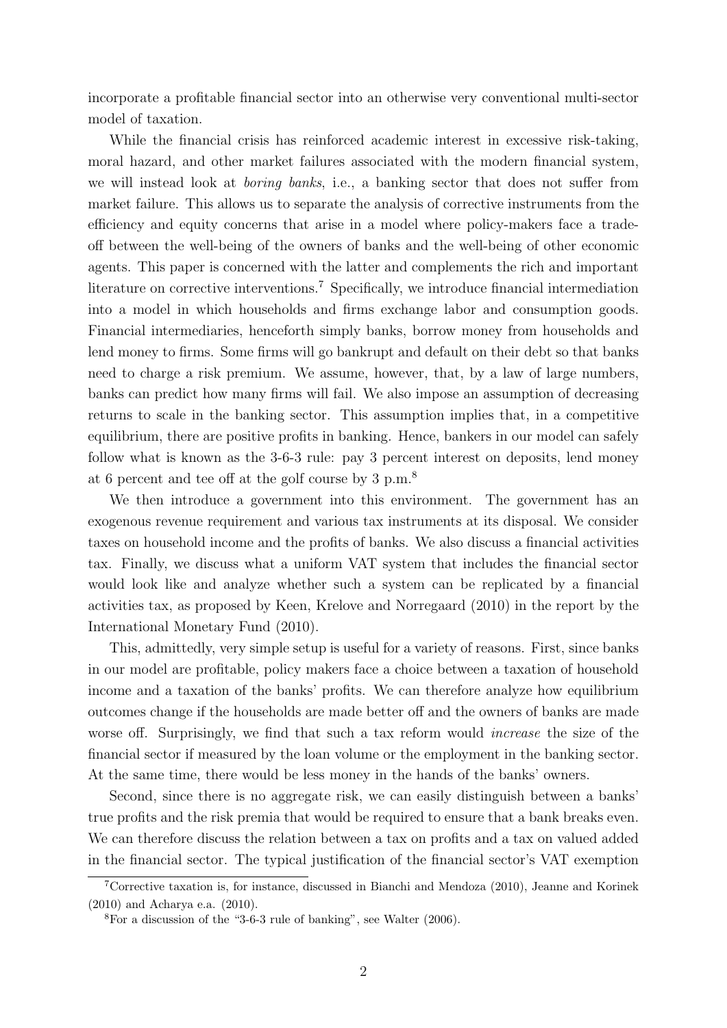incorporate a profitable financial sector into an otherwise very conventional multi-sector model of taxation.

While the financial crisis has reinforced academic interest in excessive risk-taking, moral hazard, and other market failures associated with the modern financial system, we will instead look at *boring banks*, i.e., a banking sector that does not suffer from market failure. This allows us to separate the analysis of corrective instruments from the efficiency and equity concerns that arise in a model where policy-makers face a trade-off between the well-being of the owners of banks and the well-being of other economic agents. This paper is concerned with the latter and complements the rich and important literature on corrective interventions.[7] Specifically, we introduce financial intermediation into a model in which households and firms exchange labor and consumption goods. Financial intermediaries, henceforth simply banks, borrow money from households and lend money to firms. Some firms will go bankrupt and default on their debt so that banks need to charge a risk premium. We assume, however, that, by a law of large numbers, banks can predict how many firms will fail. We also impose an assumption of decreasing returns to scale in the banking sector. This assumption implies that, in a competitive equilibrium, there are positive profits in banking. Hence, bankers in our model can safely follow what is known as the 3-6-3 rule: pay 3 percent interest on deposits, lend money at 6 percent and tee off at the golf course by 3 p.m.[8]

We then introduce a government into this environment. The government has an exogenous revenue requirement and various tax instruments at its disposal. We consider taxes on household income and the profits of banks. We also discuss a financial activities tax. Finally, we discuss what a uniform VAT system that includes the financial sector would look like and analyze whether such a system can be replicated by a financial activities tax, as proposed by Keen, Krelove and Norregaard (2010) in the report by the International Monetary Fund (2010).

This, admittedly, very simple setup is useful for a variety of reasons. First, since banks in our model are profitable, policy makers face a choice between a taxation of household income and a taxation of the banks' profits. We can therefore analyze how equilibrium outcomes change if the households are made better off and the owners of banks are made worse off. Surprisingly, we find that such a tax reform would *increase* the size of the financial sector if measured by the loan volume or the employment in the banking sector. At the same time, there would be less money in the hands of the banks' owners.

Second, since there is no aggregate risk, we can easily distinguish between a banks' true profits and the risk premia that would be required to ensure that a bank breaks even. We can therefore discuss the relation between a tax on profits and a tax on valued added in the financial sector. The typical justification of the financial sector's VAT exemption

[7] Corrective taxation is, for instance, discussed in Bianchi and Mendoza (2010), Jeanne and Korinek (2010) and Acharya e.a. (2010).

[8] For a discussion of the "3-6-3 rule of banking", see Walter (2006).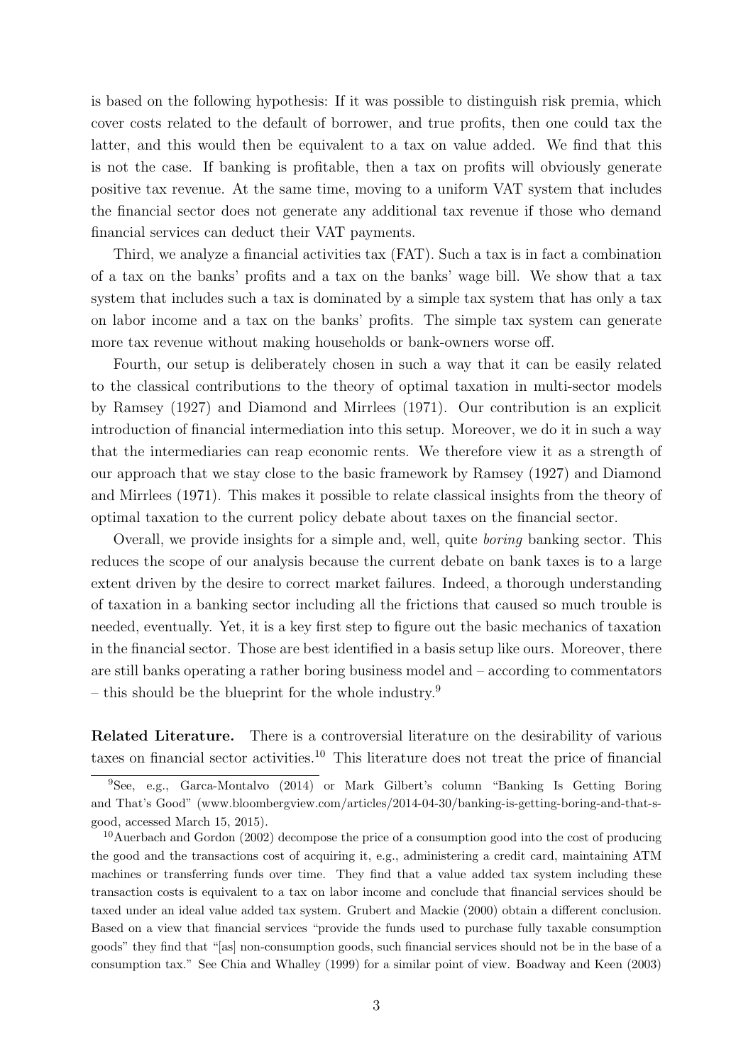is based on the following hypothesis: If it was possible to distinguish risk premia, which cover costs related to the default of borrower, and true profits, then one could tax the latter, and this would then be equivalent to a tax on value added. We find that this is not the case. If banking is profitable, then a tax on profits will obviously generate positive tax revenue. At the same time, moving to a uniform VAT system that includes the financial sector does not generate any additional tax revenue if those who demand financial services can deduct their VAT payments.

Third, we analyze a financial activities tax (FAT). Such a tax is in fact a combination of a tax on the banks' profits and a tax on the banks' wage bill. We show that a tax system that includes such a tax is dominated by a simple tax system that has only a tax on labor income and a tax on the banks' profits. The simple tax system can generate more tax revenue without making households or bank-owners worse off.

Fourth, our setup is deliberately chosen in such a way that it can be easily related to the classical contributions to the theory of optimal taxation in multi-sector models by Ramsey (1927) and Diamond and Mirrlees (1971). Our contribution is an explicit introduction of financial intermediation into this setup. Moreover, we do it in such a way that the intermediaries can reap economic rents. We therefore view it as a strength of our approach that we stay close to the basic framework by Ramsey (1927) and Diamond and Mirrlees (1971). This makes it possible to relate classical insights from the theory of optimal taxation to the current policy debate about taxes on the financial sector.

Overall, we provide insights for a simple and, well, quite *boring* banking sector. This reduces the scope of our analysis because the current debate on bank taxes is to a large extent driven by the desire to correct market failures. Indeed, a thorough understanding of taxation in a banking sector including all the frictions that caused so much trouble is needed, eventually. Yet, it is a key first step to figure out the basic mechanics of taxation in the financial sector. Those are best identified in a basis setup like ours. Moreover, there are still banks operating a rather boring business model and – according to commentators – this should be the blueprint for the whole industry.[9]

**Related Literature.** There is a controversial literature on the desirability of various taxes on financial sector activities.[10] This literature does not treat the price of financial

[9] See, e.g., Garca-Montalvo (2014) or Mark Gilbert's column "Banking Is Getting Boring and That's Good" (www.bloombergview.com/articles/2014-04-30/banking-is-getting-boring-and-that-s-good, accessed March 15, 2015).

[10] Auerbach and Gordon (2002) decompose the price of a consumption good into the cost of producing the good and the transactions cost of acquiring it, e.g., administering a credit card, maintaining ATM machines or transferring funds over time. They find that a value added tax system including these transaction costs is equivalent to a tax on labor income and conclude that financial services should be taxed under an ideal value added tax system. Grubert and Mackie (2000) obtain a different conclusion. Based on a view that financial services "provide the funds used to purchase fully taxable consumption goods" they find that "[as] non-consumption goods, such financial services should not be in the base of a consumption tax." See Chia and Whalley (1999) for a similar point of view. Boadway and Keen (2003)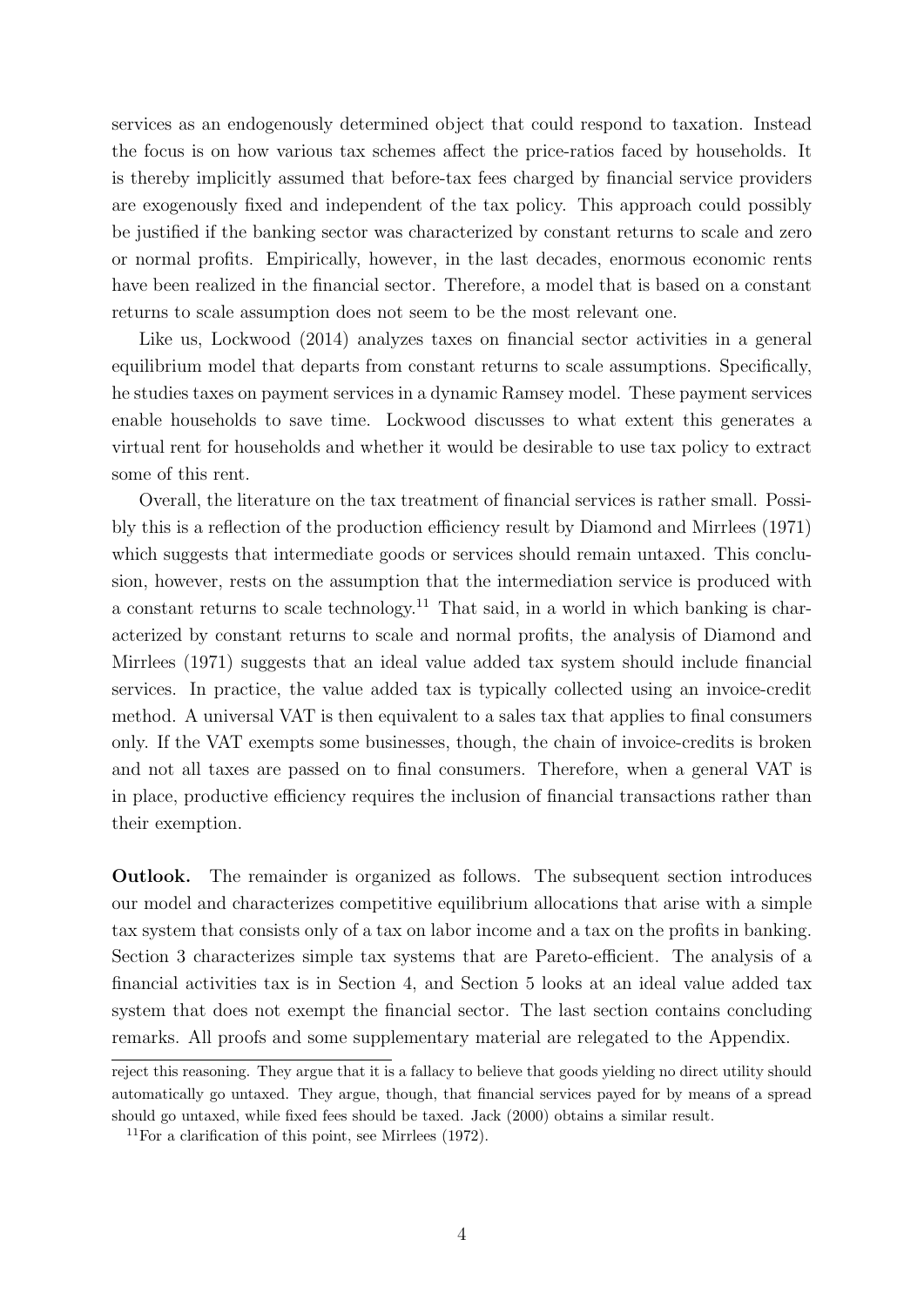services as an endogenously determined object that could respond to taxation. Instead the focus is on how various tax schemes affect the price-ratios faced by households. It is thereby implicitly assumed that before-tax fees charged by financial service providers are exogenously fixed and independent of the tax policy. This approach could possibly be justified if the banking sector was characterized by constant returns to scale and zero or normal profits. Empirically, however, in the last decades, enormous economic rents have been realized in the financial sector. Therefore, a model that is based on a constant returns to scale assumption does not seem to be the most relevant one.

Like us, Lockwood (2014) analyzes taxes on financial sector activities in a general equilibrium model that departs from constant returns to scale assumptions. Specifically, he studies taxes on payment services in a dynamic Ramsey model. These payment services enable households to save time. Lockwood discusses to what extent this generates a virtual rent for households and whether it would be desirable to use tax policy to extract some of this rent.

Overall, the literature on the tax treatment of financial services is rather small. Possibly this is a reflection of the production efficiency result by Diamond and Mirrlees (1971) which suggests that intermediate goods or services should remain untaxed. This conclusion, however, rests on the assumption that the intermediation service is produced with a constant returns to scale technology.[11] That said, in a world in which banking is characterized by constant returns to scale and normal profits, the analysis of Diamond and Mirrlees (1971) suggests that an ideal value added tax system should include financial services. In practice, the value added tax is typically collected using an invoice-credit method. A universal VAT is then equivalent to a sales tax that applies to final consumers only. If the VAT exempts some businesses, though, the chain of invoice-credits is broken and not all taxes are passed on to final consumers. Therefore, when a general VAT is in place, productive efficiency requires the inclusion of financial transactions rather than their exemption.

**Outlook.** The remainder is organized as follows. The subsequent section introduces our model and characterizes competitive equilibrium allocations that arise with a simple tax system that consists only of a tax on labor income and a tax on the profits in banking. Section 3 characterizes simple tax systems that are Pareto-efficient. The analysis of a financial activities tax is in Section 4, and Section 5 looks at an ideal value added tax system that does not exempt the financial sector. The last section contains concluding remarks. All proofs and some supplementary material are relegated to the Appendix.

---

reject this reasoning. They argue that it is a fallacy to believe that goods yielding no direct utility should automatically go untaxed. They argue, though, that financial services payed for by means of a spread should go untaxed, while fixed fees should be taxed. Jack (2000) obtains a similar result.

[11] For a clarification of this point, see Mirrlees (1972).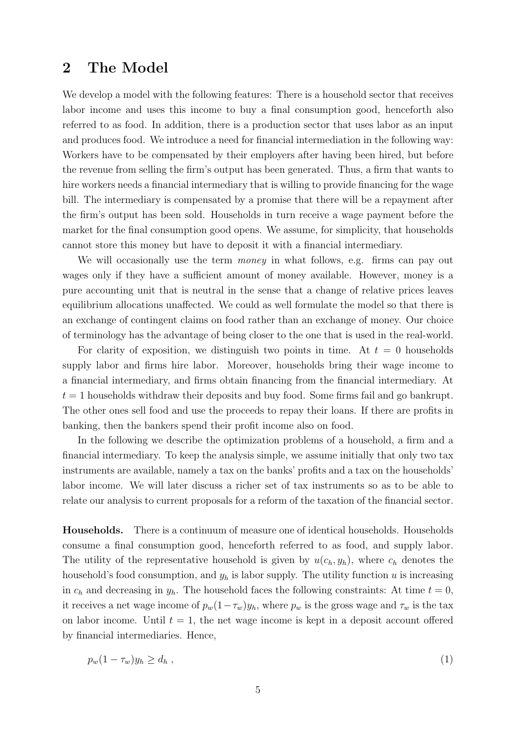## 2 The Model

We develop a model with the following features: There is a household sector that receives labor income and uses this income to buy a final consumption good, henceforth also referred to as food. In addition, there is a production sector that uses labor as an input and produces food. We introduce a need for financial intermediation in the following way: Workers have to be compensated by their employers after having been hired, but before the revenue from selling the firm's output has been generated. Thus, a firm that wants to hire workers needs a financial intermediary that is willing to provide financing for the wage bill. The intermediary is compensated by a promise that there will be a repayment after the firm's output has been sold. Households in turn receive a wage payment before the market for the final consumption good opens. We assume, for simplicity, that households cannot store this money but have to deposit it with a financial intermediary.

We will occasionally use the term *money* in what follows, e.g. firms can pay out wages only if they have a sufficient amount of money available. However, money is a pure accounting unit that is neutral in the sense that a change of relative prices leaves equilibrium allocations unaffected. We could as well formulate the model so that there is an exchange of contingent claims on food rather than an exchange of money. Our choice of terminology has the advantage of being closer to the one that is used in the real-world.

For clarity of exposition, we distinguish two points in time. At $t = 0$ households supply labor and firms hire labor. Moreover, households bring their wage income to a financial intermediary, and firms obtain financing from the financial intermediary. At $t = 1$ households withdraw their deposits and buy food. Some firms fail and go bankrupt. The other ones sell food and use the proceeds to repay their loans. If there are profits in banking, then the bankers spend their profit income also on food.

In the following we describe the optimization problems of a household, a firm and a financial intermediary. To keep the analysis simple, we assume initially that only two tax instruments are available, namely a tax on the banks' profits and a tax on the households' labor income. We will later discuss a richer set of tax instruments so as to be able to relate our analysis to current proposals for a reform of the taxation of the financial sector.

**Households.** There is a continuum of measure one of identical households. Households consume a final consumption good, henceforth referred to as food, and supply labor. The utility of the representative household is given by $u(c_h, y_h)$, where $c_h$ denotes the household's food consumption, and $y_h$ is labor supply. The utility function $u$ is increasing in $c_h$ and decreasing in $y_h$. The household faces the following constraints: At time $t = 0$, it receives a net wage income of $p_w(1-\tau_w)y_h$, where $p_w$ is the gross wage and $\tau_w$ is the tax on labor income. Until $t = 1$, the net wage income is kept in a deposit account offered by financial intermediaries. Hence,

$$p_w(1 - \tau_w)y_h \geq d_h \ , \tag{1}$$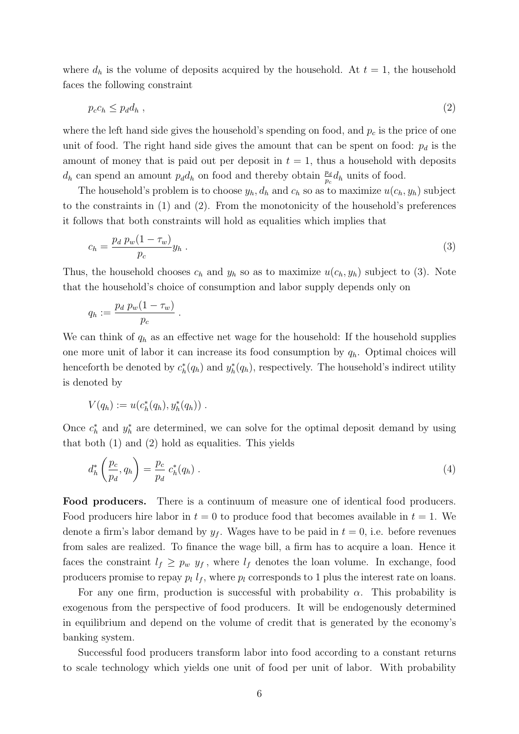where $d_h$ is the volume of deposits acquired by the household. At $t = 1$, the household faces the following constraint

$$p_c c_h \leq p_d d_h \; , \tag{2}$$

where the left hand side gives the household's spending on food, and $p_c$ is the price of one unit of food. The right hand side gives the amount that can be spent on food: $p_d$ is the amount of money that is paid out per deposit in $t = 1$, thus a household with deposits $d_h$ can spend an amount $p_d d_h$ on food and thereby obtain $\frac{p_d}{p_c} d_h$ units of food.

The household's problem is to choose $y_h, d_h$ and $c_h$ so as to maximize $u(c_h, y_h)$ subject to the constraints in (1) and (2). From the monotonicity of the household's preferences it follows that both constraints will hold as equalities which implies that

$$c_h = \frac{p_d \; p_w(1 - \tau_w)}{p_c} y_h \; . \tag{3}$$

Thus, the household chooses $c_h$ and $y_h$ so as to maximize $u(c_h, y_h)$ subject to (3). Note that the household's choice of consumption and labor supply depends only on

$$q_h := \frac{p_d \; p_w(1 - \tau_w)}{p_c} \; .$$

We can think of $q_h$ as an effective net wage for the household: If the household supplies one more unit of labor it can increase its food consumption by $q_h$. Optimal choices will henceforth be denoted by $c_h^*(q_h)$ and $y_h^*(q_h)$, respectively. The household's indirect utility is denoted by

$$V(q_h) := u(c_h^*(q_h), y_h^*(q_h)) \; .$$

Once $c_h^*$ and $y_h^*$ are determined, we can solve for the optimal deposit demand by using that both (1) and (2) hold as equalities. This yields

$$d_h^* \left( \frac{p_c}{p_d}, q_h \right) = \frac{p_c}{p_d} \; c_h^*(q_h) \; . \tag{4}$$

**Food producers.** There is a continuum of measure one of identical food producers. Food producers hire labor in $t = 0$ to produce food that becomes available in $t = 1$. We denote a firm's labor demand by $y_f$. Wages have to be paid in $t = 0$, i.e. before revenues from sales are realized. To finance the wage bill, a firm has to acquire a loan. Hence it faces the constraint $l_f \geq p_w \; y_f$ , where $l_f$ denotes the loan volume. In exchange, food producers promise to repay $p_l \; l_f$, where $p_l$ corresponds to 1 plus the interest rate on loans.

For any one firm, production is successful with probability $\alpha$. This probability is exogenous from the perspective of food producers. It will be endogenously determined in equilibrium and depend on the volume of credit that is generated by the economy's banking system.

Successful food producers transform labor into food according to a constant returns to scale technology which yields one unit of food per unit of labor. With probability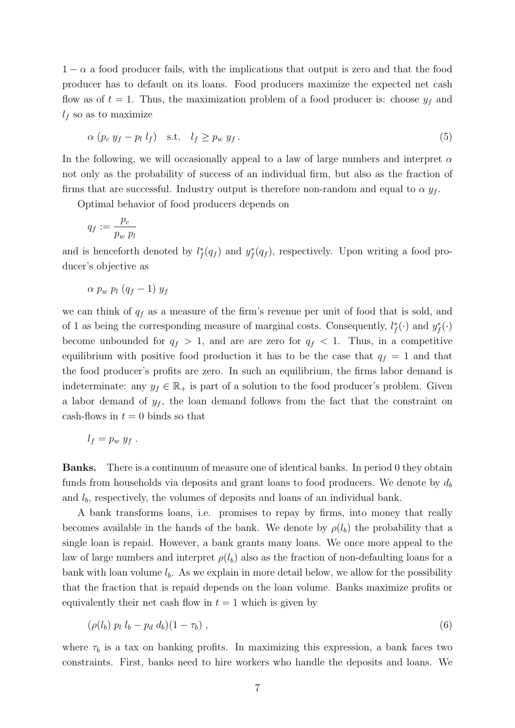$1 - \alpha$ a food producer fails, with the implications that output is zero and that the food producer has to default on its loans. Food producers maximize the expected net cash flow as of $t = 1$. Thus, the maximization problem of a food producer is: choose $y_f$ and $l_f$ so as to maximize

$$\alpha\,(p_c\, y_f - p_l\, l_f) \quad \text{s.t.} \quad l_f \geq p_w\, y_f\,. \tag{5}$$

In the following, we will occasionally appeal to a law of large numbers and interpret $\alpha$ not only as the probability of success of an individual firm, but also as the fraction of firms that are successful. Industry output is therefore non-random and equal to $\alpha\, y_f$.

Optimal behavior of food producers depends on

$$q_f := \frac{p_c}{p_w\, p_l}$$

and is henceforth denoted by $l_f^*(q_f)$ and $y_f^*(q_f)$, respectively. Upon writing a food producer's objective as

$$\alpha\, p_w\, p_l\,(q_f - 1)\, y_f$$

we can think of $q_f$ as a measure of the firm's revenue per unit of food that is sold, and of 1 as being the corresponding measure of marginal costs. Consequently, $l_f^*(\cdot)$ and $y_f^*(\cdot)$ become unbounded for $q_f > 1$, and are are zero for $q_f < 1$. Thus, in a competitive equilibrium with positive food production it has to be the case that $q_f = 1$ and that the food producer's profits are zero. In such an equilibrium, the firms labor demand is indeterminate: any $y_f \in \mathbb{R}_+$ is part of a solution to the food producer's problem. Given a labor demand of $y_f$, the loan demand follows from the fact that the constraint on cash-flows in $t = 0$ binds so that

$$l_f = p_w\, y_f\,.$$

**Banks.** There is a continuum of measure one of identical banks. In period 0 they obtain funds from households via deposits and grant loans to food producers. We denote by $d_b$ and $l_b$, respectively, the volumes of deposits and loans of an individual bank.

A bank transforms loans, i.e. promises to repay by firms, into money that really becomes available in the hands of the bank. We denote by $\rho(l_b)$ the probability that a single loan is repaid. However, a bank grants many loans. We once more appeal to the law of large numbers and interpret $\rho(l_b)$ also as the fraction of non-defaulting loans for a bank with loan volume $l_b$. As we explain in more detail below, we allow for the possibility that the fraction that is repaid depends on the loan volume. Banks maximize profits or equivalently their net cash flow in $t = 1$ which is given by

$$(\rho(l_b)\, p_l\, l_b - p_d\, d_b)(1 - \tau_b)\,, \tag{6}$$

where $\tau_b$ is a tax on banking profits. In maximizing this expression, a bank faces two constraints. First, banks need to hire workers who handle the deposits and loans. We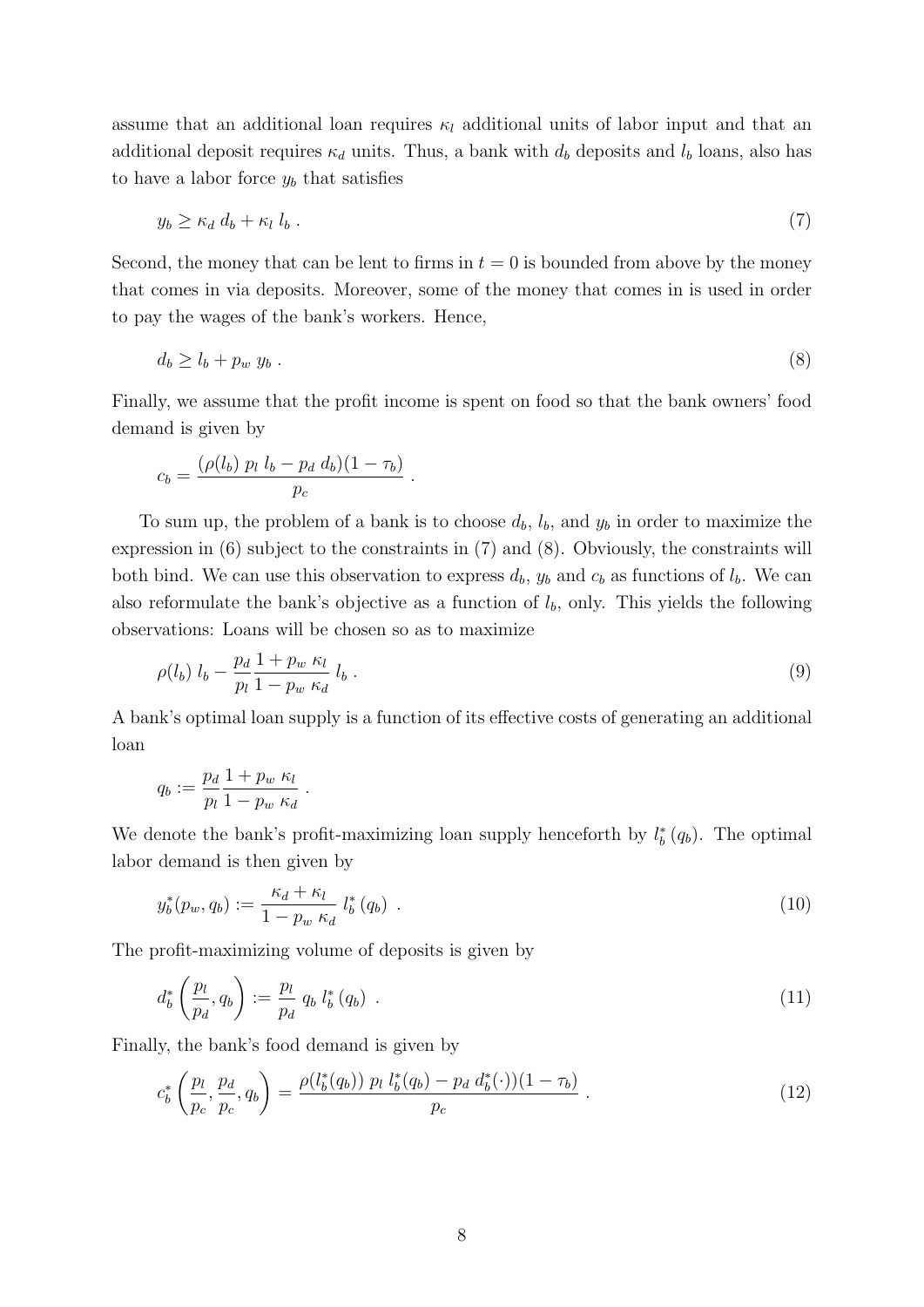assume that an additional loan requires $\kappa_l$ additional units of labor input and that an additional deposit requires $\kappa_d$ units. Thus, a bank with $d_b$ deposits and $l_b$ loans, also has to have a labor force $y_b$ that satisfies

$$y_b \geq \kappa_d \; d_b + \kappa_l \; l_b \; . \tag{7}$$

Second, the money that can be lent to firms in $t = 0$ is bounded from above by the money that comes in via deposits. Moreover, some of the money that comes in is used in order to pay the wages of the bank's workers. Hence,

$$d_b \geq l_b + p_w \; y_b \; . \tag{8}$$

Finally, we assume that the profit income is spent on food so that the bank owners' food demand is given by

$$c_b = \frac{(\rho(l_b) \; p_l \; l_b - p_d \; d_b)(1 - \tau_b)}{p_c} \; .$$

To sum up, the problem of a bank is to choose $d_b$, $l_b$, and $y_b$ in order to maximize the expression in (6) subject to the constraints in (7) and (8). Obviously, the constraints will both bind. We can use this observation to express $d_b$, $y_b$ and $c_b$ as functions of $l_b$. We can also reformulate the bank's objective as a function of $l_b$, only. This yields the following observations: Loans will be chosen so as to maximize

$$\rho(l_b) \; l_b - \frac{p_d}{p_l} \frac{1 + p_w \; \kappa_l}{1 - p_w \; \kappa_d} \; l_b \; . \tag{9}$$

A bank's optimal loan supply is a function of its effective costs of generating an additional loan

$$q_b := \frac{p_d}{p_l} \frac{1 + p_w \; \kappa_l}{1 - p_w \; \kappa_d} \; .$$

We denote the bank's profit-maximizing loan supply henceforth by $l_b^* \, (q_b)$. The optimal labor demand is then given by

$$y_b^*(p_w, q_b) := \frac{\kappa_d + \kappa_l}{1 - p_w \; \kappa_d} \; l_b^* \, (q_b) \;\; . \tag{10}$$

The profit-maximizing volume of deposits is given by

$$d_b^* \left( \frac{p_l}{p_d}, q_b \right) := \frac{p_l}{p_d} \; q_b \; l_b^* \, (q_b) \;\; . \tag{11}$$

Finally, the bank's food demand is given by

$$c_b^* \left( \frac{p_l}{p_c}, \frac{p_d}{p_c}, q_b \right) = \frac{\rho(l_b^*(q_b)) \; p_l \; l_b^*(q_b) - p_d \; d_b^*(\cdot))(1 - \tau_b)}{p_c} \; . \tag{12}$$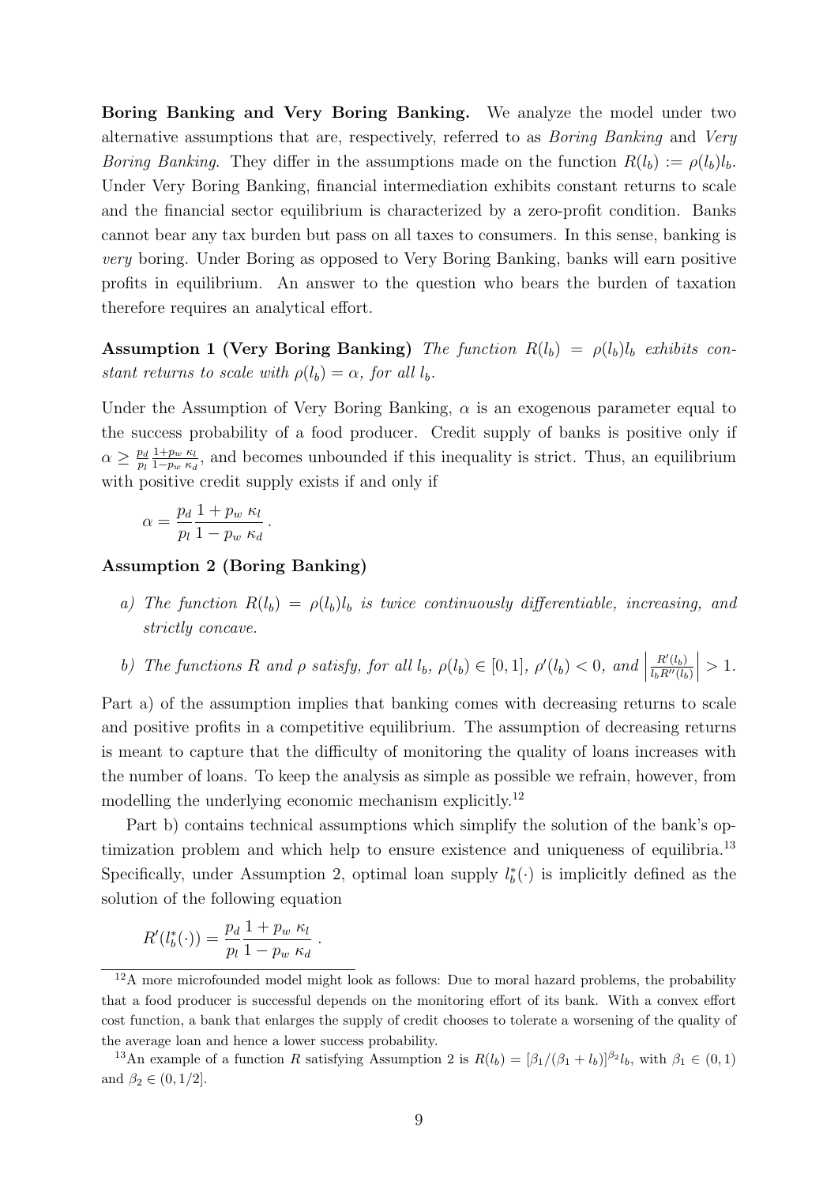**Boring Banking and Very Boring Banking.** We analyze the model under two alternative assumptions that are, respectively, referred to as *Boring Banking* and *Very Boring Banking*. They differ in the assumptions made on the function $R(l_b) := \rho(l_b)l_b$. Under Very Boring Banking, financial intermediation exhibits constant returns to scale and the financial sector equilibrium is characterized by a zero-profit condition. Banks cannot bear any tax burden but pass on all taxes to consumers. In this sense, banking is *very* boring. Under Boring as opposed to Very Boring Banking, banks will earn positive profits in equilibrium. An answer to the question who bears the burden of taxation therefore requires an analytical effort.

**Assumption 1 (Very Boring Banking)** *The function $R(l_b) = \rho(l_b)l_b$ exhibits constant returns to scale with $\rho(l_b) = \alpha$, for all $l_b$.*

Under the Assumption of Very Boring Banking, $\alpha$ is an exogenous parameter equal to the success probability of a food producer. Credit supply of banks is positive only if $\alpha \geq \frac{p_d}{p_l}\frac{1+p_w\,\kappa_l}{1-p_w\,\kappa_d}$, and becomes unbounded if this inequality is strict. Thus, an equilibrium with positive credit supply exists if and only if

$$\alpha = \frac{p_d}{p_l}\frac{1+p_w\,\kappa_l}{1-p_w\,\kappa_d}\,.$$

**Assumption 2 (Boring Banking)**

*a) The function $R(l_b) = \rho(l_b)l_b$ is twice continuously differentiable, increasing, and strictly concave.*

*b) The functions $R$ and $\rho$ satisfy, for all $l_b$, $\rho(l_b) \in [0,1]$, $\rho'(l_b) < 0$, and $\left|\frac{R'(l_b)}{l_b R''(l_b)}\right| > 1$.*

Part a) of the assumption implies that banking comes with decreasing returns to scale and positive profits in a competitive equilibrium. The assumption of decreasing returns is meant to capture that the difficulty of monitoring the quality of loans increases with the number of loans. To keep the analysis as simple as possible we refrain, however, from modelling the underlying economic mechanism explicitly.[12]

Part b) contains technical assumptions which simplify the solution of the bank's optimization problem and which help to ensure existence and uniqueness of equilibria.[13] Specifically, under Assumption 2, optimal loan supply $l_b^*(\cdot)$ is implicitly defined as the solution of the following equation

$$R'(l_b^*(\cdot)) = \frac{p_d}{p_l}\frac{1+p_w\,\kappa_l}{1-p_w\,\kappa_d}\,.$$

[12] A more microfounded model might look as follows: Due to moral hazard problems, the probability that a food producer is successful depends on the monitoring effort of its bank. With a convex effort cost function, a bank that enlarges the supply of credit chooses to tolerate a worsening of the quality of the average loan and hence a lower success probability.

[13] An example of a function $R$ satisfying Assumption 2 is $R(l_b) = [\beta_1/(\beta_1 + l_b)]^{\beta_2} l_b$, with $\beta_1 \in (0,1)$ and $\beta_2 \in (0, 1/2]$.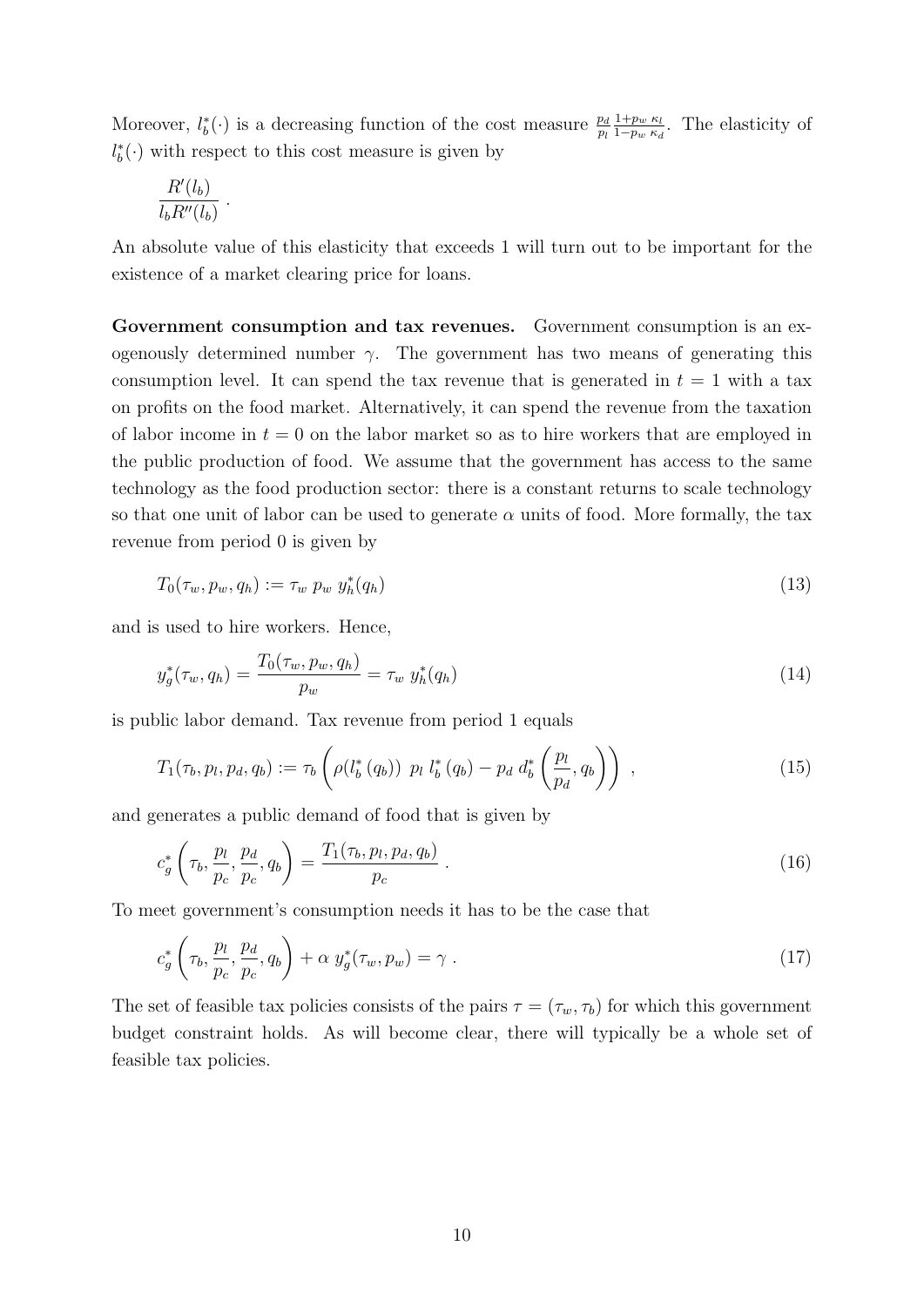Moreover, $l_b^*(\cdot)$ is a decreasing function of the cost measure $\frac{p_d}{p_l}\frac{1+p_w\,\kappa_l}{1-p_w\,\kappa_d}$. The elasticity of $l_b^*(\cdot)$ with respect to this cost measure is given by

$$\frac{R'(l_b)}{l_b R''(l_b)}\,.$$

An absolute value of this elasticity that exceeds 1 will turn out to be important for the existence of a market clearing price for loans.

**Government consumption and tax revenues.** Government consumption is an exogenously determined number $\gamma$. The government has two means of generating this consumption level. It can spend the tax revenue that is generated in $t = 1$ with a tax on profits on the food market. Alternatively, it can spend the revenue from the taxation of labor income in $t = 0$ on the labor market so as to hire workers that are employed in the public production of food. We assume that the government has access to the same technology as the food production sector: there is a constant returns to scale technology so that one unit of labor can be used to generate $\alpha$ units of food. More formally, the tax revenue from period 0 is given by

$$T_0(\tau_w, p_w, q_h) := \tau_w\; p_w\; y_h^*(q_h) \tag{13}$$

and is used to hire workers. Hence,

$$y_g^*(\tau_w, q_h) = \frac{T_0(\tau_w, p_w, q_h)}{p_w} = \tau_w\; y_h^*(q_h) \tag{14}$$

is public labor demand. Tax revenue from period 1 equals

$$T_1(\tau_b, p_l, p_d, q_b) := \tau_b \left( \rho(l_b^*\,(q_b))\;\, p_l\; l_b^*\,(q_b) - p_d\; d_b^*\left(\frac{p_l}{p_d}, q_b\right)\right)\;, \tag{15}$$

and generates a public demand of food that is given by

$$c_g^*\left(\tau_b, \frac{p_l}{p_c}, \frac{p_d}{p_c}, q_b\right) = \frac{T_1(\tau_b, p_l, p_d, q_b)}{p_c}\,. \tag{16}$$

To meet government's consumption needs it has to be the case that

$$c_g^*\left(\tau_b, \frac{p_l}{p_c}, \frac{p_d}{p_c}, q_b\right) + \alpha\; y_g^*(\tau_w, p_w) = \gamma\,. \tag{17}$$

The set of feasible tax policies consists of the pairs $\tau = (\tau_w, \tau_b)$ for which this government budget constraint holds. As will become clear, there will typically be a whole set of feasible tax policies.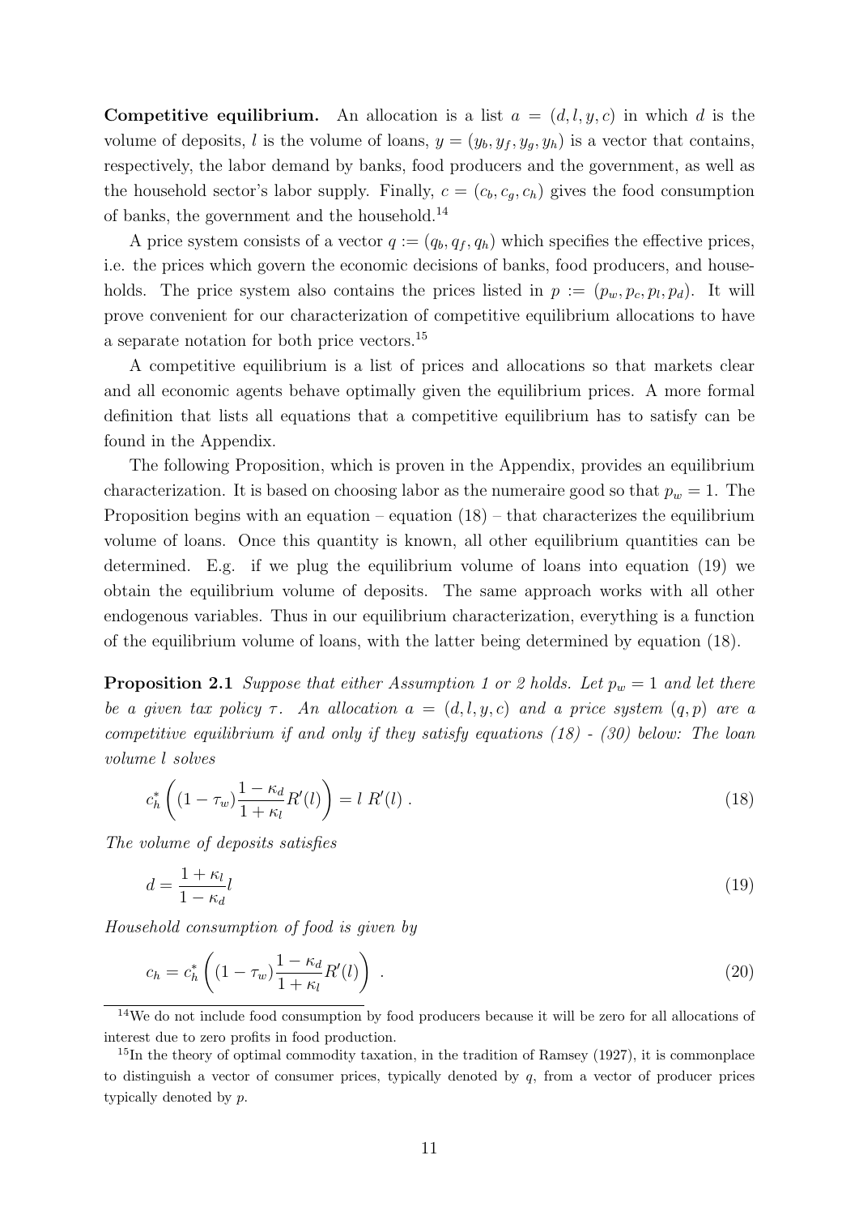**Competitive equilibrium.** An allocation is a list $a = (d, l, y, c)$ in which $d$ is the volume of deposits, $l$ is the volume of loans, $y = (y_b, y_f, y_g, y_h)$ is a vector that contains, respectively, the labor demand by banks, food producers and the government, as well as the household sector's labor supply. Finally, $c = (c_b, c_g, c_h)$ gives the food consumption of banks, the government and the household.[14]

A price system consists of a vector $q := (q_b, q_f, q_h)$ which specifies the effective prices, i.e. the prices which govern the economic decisions of banks, food producers, and households. The price system also contains the prices listed in $p := (p_w, p_c, p_l, p_d)$. It will prove convenient for our characterization of competitive equilibrium allocations to have a separate notation for both price vectors.[15]

A competitive equilibrium is a list of prices and allocations so that markets clear and all economic agents behave optimally given the equilibrium prices. A more formal definition that lists all equations that a competitive equilibrium has to satisfy can be found in the Appendix.

The following Proposition, which is proven in the Appendix, provides an equilibrium characterization. It is based on choosing labor as the numeraire good so that $p_w = 1$. The Proposition begins with an equation – equation (18) – that characterizes the equilibrium volume of loans. Once this quantity is known, all other equilibrium quantities can be determined. E.g. if we plug the equilibrium volume of loans into equation (19) we obtain the equilibrium volume of deposits. The same approach works with all other endogenous variables. Thus in our equilibrium characterization, everything is a function of the equilibrium volume of loans, with the latter being determined by equation (18).

**Proposition 2.1** *Suppose that either Assumption 1 or 2 holds. Let $p_w = 1$ and let there be a given tax policy $\tau$. An allocation $a = (d, l, y, c)$ and a price system $(q, p)$ are a competitive equilibrium if and only if they satisfy equations (18) - (30) below: The loan volume $l$ solves*

$$c_h^*\left((1 - \tau_w)\frac{1 - \kappa_d}{1 + \kappa_l}R'(l)\right) = l \; R'(l) \; . \tag{18}$$

*The volume of deposits satisfies*

$$d = \frac{1 + \kappa_l}{1 - \kappa_d} l \tag{19}$$

*Household consumption of food is given by*

$$c_h = c_h^*\left((1 - \tau_w)\frac{1 - \kappa_d}{1 + \kappa_l}R'(l)\right) \; . \tag{20}$$

[14] We do not include food consumption by food producers because it will be zero for all allocations of interest due to zero profits in food production.

[15] In the theory of optimal commodity taxation, in the tradition of Ramsey (1927), it is commonplace to distinguish a vector of consumer prices, typically denoted by $q$, from a vector of producer prices typically denoted by $p$.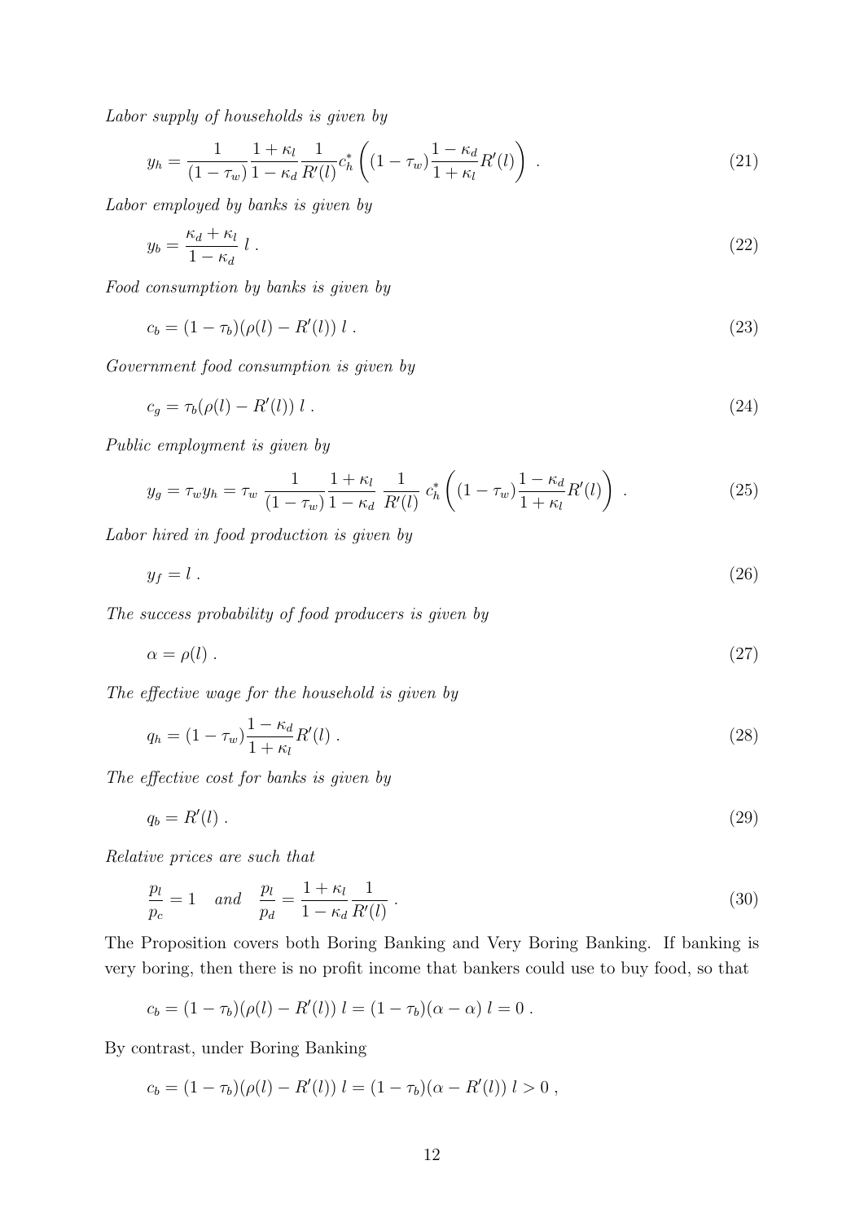*Labor supply of households is given by*

$$y_h = \frac{1}{(1-\tau_w)} \frac{1+\kappa_l}{1-\kappa_d} \frac{1}{R'(l)} c_h^* \left( (1-\tau_w) \frac{1-\kappa_d}{1+\kappa_l} R'(l) \right) . \tag{21}$$

*Labor employed by banks is given by*

$$y_b = \frac{\kappa_d + \kappa_l}{1-\kappa_d} \, l . \tag{22}$$

*Food consumption by banks is given by*

$$c_b = (1-\tau_b)(\rho(l) - R'(l)) \, l . \tag{23}$$

*Government food consumption is given by*

$$c_g = \tau_b(\rho(l) - R'(l)) \, l . \tag{24}$$

*Public employment is given by*

$$y_g = \tau_w y_h = \tau_w \, \frac{1}{(1-\tau_w)} \frac{1+\kappa_l}{1-\kappa_d} \, \frac{1}{R'(l)} \, c_h^* \left( (1-\tau_w) \frac{1-\kappa_d}{1+\kappa_l} R'(l) \right) . \tag{25}$$

*Labor hired in food production is given by*

$$y_f = l . \tag{26}$$

*The success probability of food producers is given by*

$$\alpha = \rho(l) . \tag{27}$$

*The effective wage for the household is given by*

$$q_h = (1-\tau_w) \frac{1-\kappa_d}{1+\kappa_l} R'(l) . \tag{28}$$

*The effective cost for banks is given by*

$$q_b = R'(l) . \tag{29}$$

*Relative prices are such that*

$$\frac{p_l}{p_c} = 1 \quad \textit{and} \quad \frac{p_l}{p_d} = \frac{1+\kappa_l}{1-\kappa_d} \frac{1}{R'(l)} . \tag{30}$$

The Proposition covers both Boring Banking and Very Boring Banking. If banking is very boring, then there is no profit income that bankers could use to buy food, so that

$$c_b = (1-\tau_b)(\rho(l) - R'(l)) \, l = (1-\tau_b)(\alpha - \alpha) \, l = 0 .$$

By contrast, under Boring Banking

$$c_b = (1-\tau_b)(\rho(l) - R'(l)) \, l = (1-\tau_b)(\alpha - R'(l)) \, l > 0 ,$$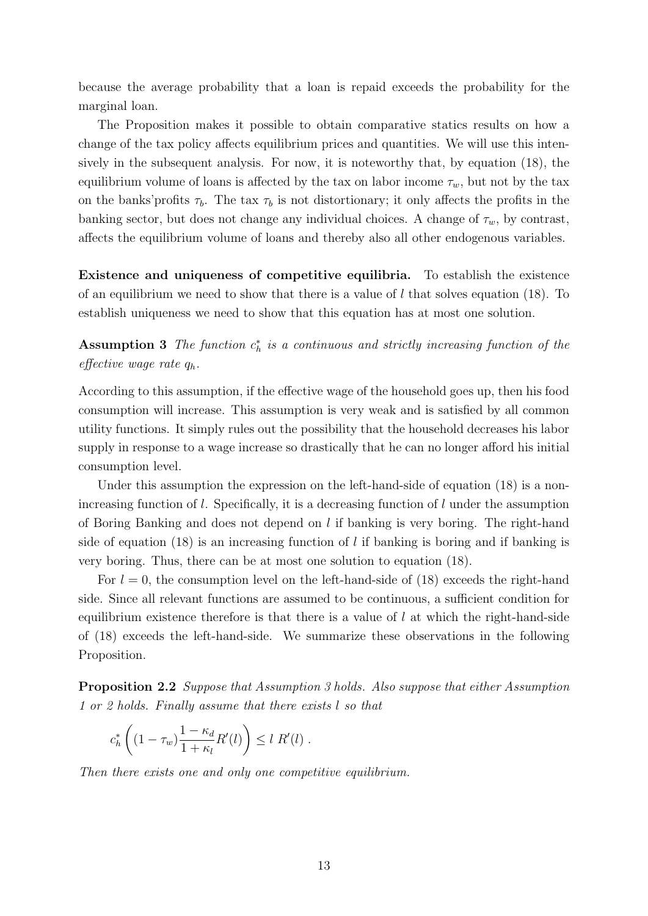because the average probability that a loan is repaid exceeds the probability for the marginal loan.

The Proposition makes it possible to obtain comparative statics results on how a change of the tax policy affects equilibrium prices and quantities. We will use this intensively in the subsequent analysis. For now, it is noteworthy that, by equation (18), the equilibrium volume of loans is affected by the tax on labor income $\tau_w$, but not by the tax on the banks'profits $\tau_b$. The tax $\tau_b$ is not distortionary; it only affects the profits in the banking sector, but does not change any individual choices. A change of $\tau_w$, by contrast, affects the equilibrium volume of loans and thereby also all other endogenous variables.

**Existence and uniqueness of competitive equilibria.** To establish the existence of an equilibrium we need to show that there is a value of $l$ that solves equation (18). To establish uniqueness we need to show that this equation has at most one solution.

**Assumption 3** *The function $c_h^*$ is a continuous and strictly increasing function of the effective wage rate $q_h$.*

According to this assumption, if the effective wage of the household goes up, then his food consumption will increase. This assumption is very weak and is satisfied by all common utility functions. It simply rules out the possibility that the household decreases his labor supply in response to a wage increase so drastically that he can no longer afford his initial consumption level.

Under this assumption the expression on the left-hand-side of equation (18) is a non-increasing function of $l$. Specifically, it is a decreasing function of $l$ under the assumption of Boring Banking and does not depend on $l$ if banking is very boring. The right-hand side of equation (18) is an increasing function of $l$ if banking is boring and if banking is very boring. Thus, there can be at most one solution to equation (18).

For $l = 0$, the consumption level on the left-hand-side of (18) exceeds the right-hand side. Since all relevant functions are assumed to be continuous, a sufficient condition for equilibrium existence therefore is that there is a value of $l$ at which the right-hand-side of (18) exceeds the left-hand-side. We summarize these observations in the following Proposition.

**Proposition 2.2** *Suppose that Assumption 3 holds. Also suppose that either Assumption 1 or 2 holds. Finally assume that there exists $l$ so that*

$$c_h^* \left( (1 - \tau_w) \frac{1 - \kappa_d}{1 + \kappa_l} R'(l) \right) \leq l \; R'(l) \; .$$

*Then there exists one and only one competitive equilibrium.*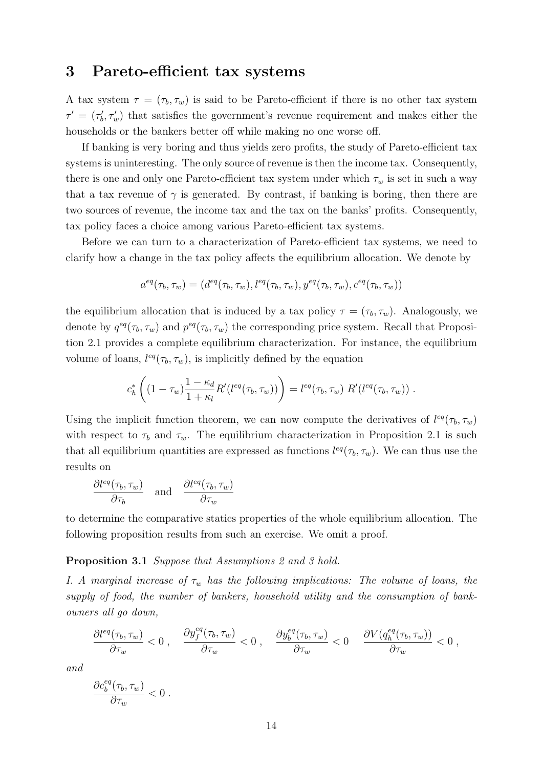## 3 Pareto-efficient tax systems

A tax system $\tau = (\tau_b, \tau_w)$ is said to be Pareto-efficient if there is no other tax system $\tau' = (\tau_b', \tau_w')$ that satisfies the government's revenue requirement and makes either the households or the bankers better off while making no one worse off.

If banking is very boring and thus yields zero profits, the study of Pareto-efficient tax systems is uninteresting. The only source of revenue is then the income tax. Consequently, there is one and only one Pareto-efficient tax system under which $\tau_w$ is set in such a way that a tax revenue of $\gamma$ is generated. By contrast, if banking is boring, then there are two sources of revenue, the income tax and the tax on the banks' profits. Consequently, tax policy faces a choice among various Pareto-efficient tax systems.

Before we can turn to a characterization of Pareto-efficient tax systems, we need to clarify how a change in the tax policy affects the equilibrium allocation. We denote by

$$a^{eq}(\tau_b, \tau_w) = (d^{eq}(\tau_b, \tau_w), l^{eq}(\tau_b, \tau_w), y^{eq}(\tau_b, \tau_w), c^{eq}(\tau_b, \tau_w))$$

the equilibrium allocation that is induced by a tax policy $\tau = (\tau_b, \tau_w)$. Analogously, we denote by $q^{eq}(\tau_b, \tau_w)$ and $p^{eq}(\tau_b, \tau_w)$ the corresponding price system. Recall that Proposition 2.1 provides a complete equilibrium characterization. For instance, the equilibrium volume of loans, $l^{eq}(\tau_b, \tau_w)$, is implicitly defined by the equation

$$c_h^* \left( (1 - \tau_w) \frac{1 - \kappa_d}{1 + \kappa_l} R'(l^{eq}(\tau_b, \tau_w)) \right) = l^{eq}(\tau_b, \tau_w) \; R'(l^{eq}(\tau_b, \tau_w)) \; .$$

Using the implicit function theorem, we can now compute the derivatives of $l^{eq}(\tau_b, \tau_w)$ with respect to $\tau_b$ and $\tau_w$. The equilibrium characterization in Proposition 2.1 is such that all equilibrium quantities are expressed as functions $l^{eq}(\tau_b, \tau_w)$. We can thus use the results on

$$\frac{\partial l^{eq}(\tau_b, \tau_w)}{\partial \tau_b} \quad \text{and} \quad \frac{\partial l^{eq}(\tau_b, \tau_w)}{\partial \tau_w}$$

to determine the comparative statics properties of the whole equilibrium allocation. The following proposition results from such an exercise. We omit a proof.

**Proposition 3.1** *Suppose that Assumptions 2 and 3 hold.*

*I. A marginal increase of $\tau_w$ has the following implications: The volume of loans, the supply of food, the number of bankers, household utility and the consumption of bank-owners all go down,*

$$\frac{\partial l^{eq}(\tau_b, \tau_w)}{\partial \tau_w} < 0 \; , \quad \frac{\partial y_f^{eq}(\tau_b, \tau_w)}{\partial \tau_w} < 0 \; , \quad \frac{\partial y_b^{eq}(\tau_b, \tau_w)}{\partial \tau_w} < 0 \quad \frac{\partial V(q_h^{eq}(\tau_b, \tau_w))}{\partial \tau_w} < 0 \; ,$$

*and*

$$\frac{\partial c_b^{eq}(\tau_b, \tau_w)}{\partial \tau_w} < 0 \; .$$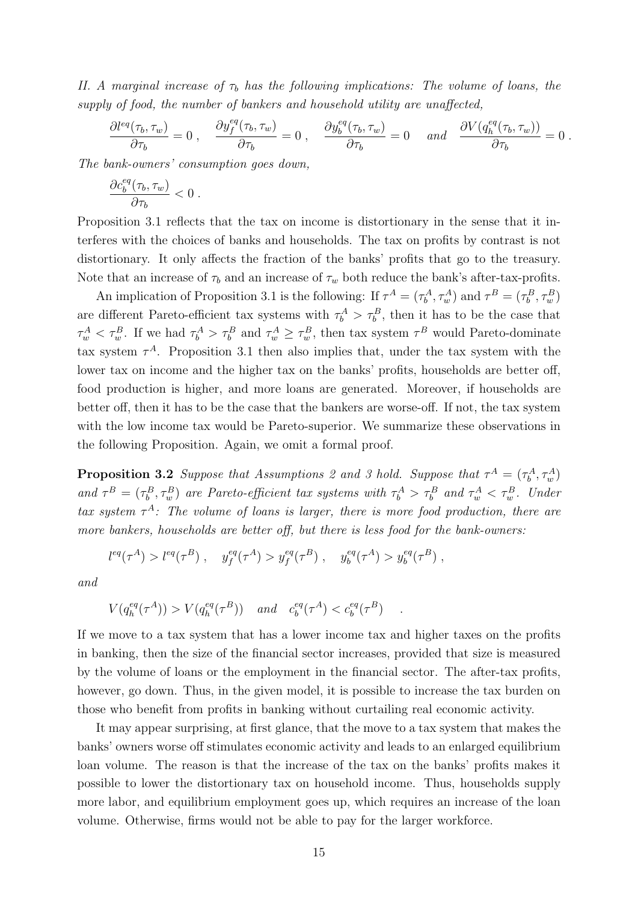*II. A marginal increase of $\tau_b$ has the following implications: The volume of loans, the supply of food, the number of bankers and household utility are unaffected,*

$$\frac{\partial l^{eq}(\tau_b, \tau_w)}{\partial \tau_b} = 0 \ , \quad \frac{\partial y_f^{eq}(\tau_b, \tau_w)}{\partial \tau_b} = 0 \ , \quad \frac{\partial y_b^{eq}(\tau_b, \tau_w)}{\partial \tau_b} = 0 \quad \text{and} \quad \frac{\partial V(q_h^{eq}(\tau_b, \tau_w))}{\partial \tau_b} = 0 \ .$$

*The bank-owners' consumption goes down,*

$$\frac{\partial c_b^{eq}(\tau_b, \tau_w)}{\partial \tau_b} < 0 \ .$$

Proposition 3.1 reflects that the tax on income is distortionary in the sense that it interferes with the choices of banks and households. The tax on profits by contrast is not distortionary. It only affects the fraction of the banks' profits that go to the treasury. Note that an increase of $\tau_b$ and an increase of $\tau_w$ both reduce the bank's after-tax-profits.

An implication of Proposition 3.1 is the following: If $\tau^A = (\tau_b^A, \tau_w^A)$ and $\tau^B = (\tau_b^B, \tau_w^B)$ are different Pareto-efficient tax systems with $\tau_b^A > \tau_b^B$, then it has to be the case that $\tau_w^A < \tau_w^B$. If we had $\tau_b^A > \tau_b^B$ and $\tau_w^A \geq \tau_w^B$, then tax system $\tau^B$ would Pareto-dominate tax system $\tau^A$. Proposition 3.1 then also implies that, under the tax system with the lower tax on income and the higher tax on the banks' profits, households are better off, food production is higher, and more loans are generated. Moreover, if households are better off, then it has to be the case that the bankers are worse-off. If not, the tax system with the low income tax would be Pareto-superior. We summarize these observations in the following Proposition. Again, we omit a formal proof.

**Proposition 3.2** *Suppose that Assumptions 2 and 3 hold. Suppose that $\tau^A = (\tau_b^A, \tau_w^A)$ and $\tau^B = (\tau_b^B, \tau_w^B)$ are Pareto-efficient tax systems with $\tau_b^A > \tau_b^B$ and $\tau_w^A < \tau_w^B$. Under tax system $\tau^A$: The volume of loans is larger, there is more food production, there are more bankers, households are better off, but there is less food for the bank-owners:*

$$l^{eq}(\tau^A) > l^{eq}(\tau^B) \ , \quad y_f^{eq}(\tau^A) > y_f^{eq}(\tau^B) \ , \quad y_b^{eq}(\tau^A) > y_b^{eq}(\tau^B) \ ,$$

*and*

$$V(q_h^{eq}(\tau^A)) > V(q_h^{eq}(\tau^B)) \quad \text{and} \quad c_b^{eq}(\tau^A) < c_b^{eq}(\tau^B) \quad .$$

If we move to a tax system that has a lower income tax and higher taxes on the profits in banking, then the size of the financial sector increases, provided that size is measured by the volume of loans or the employment in the financial sector. The after-tax profits, however, go down. Thus, in the given model, it is possible to increase the tax burden on those who benefit from profits in banking without curtailing real economic activity.

It may appear surprising, at first glance, that the move to a tax system that makes the banks' owners worse off stimulates economic activity and leads to an enlarged equilibrium loan volume. The reason is that the increase of the tax on the banks' profits makes it possible to lower the distortionary tax on household income. Thus, households supply more labor, and equilibrium employment goes up, which requires an increase of the loan volume. Otherwise, firms would not be able to pay for the larger workforce.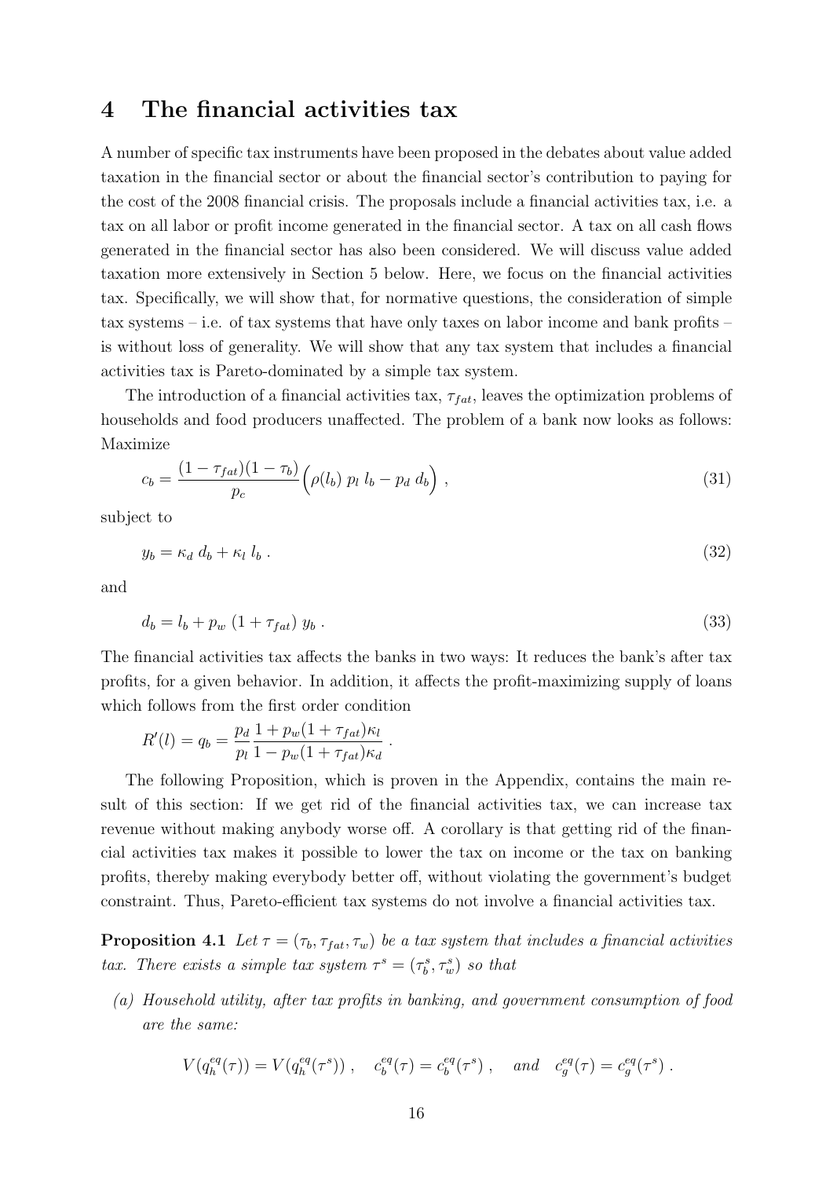# 4 The financial activities tax

A number of specific tax instruments have been proposed in the debates about value added taxation in the financial sector or about the financial sector's contribution to paying for the cost of the 2008 financial crisis. The proposals include a financial activities tax, i.e. a tax on all labor or profit income generated in the financial sector. A tax on all cash flows generated in the financial sector has also been considered. We will discuss value added taxation more extensively in Section 5 below. Here, we focus on the financial activities tax. Specifically, we will show that, for normative questions, the consideration of simple tax systems – i.e. of tax systems that have only taxes on labor income and bank profits – is without loss of generality. We will show that any tax system that includes a financial activities tax is Pareto-dominated by a simple tax system.

The introduction of a financial activities tax, $\tau_{fat}$, leaves the optimization problems of households and food producers unaffected. The problem of a bank now looks as follows: Maximize

$$c_b = \frac{(1-\tau_{fat})(1-\tau_b)}{p_c}\Big(\rho(l_b)\;p_l\;l_b - p_d\;d_b\Big)\;, \tag{31}$$

subject to

$$y_b = \kappa_d\;d_b + \kappa_l\;l_b\;. \tag{32}$$

and

$$d_b = l_b + p_w\;(1+\tau_{fat})\;y_b\;. \tag{33}$$

The financial activities tax affects the banks in two ways: It reduces the bank's after tax profits, for a given behavior. In addition, it affects the profit-maximizing supply of loans which follows from the first order condition

$$R'(l) = q_b = \frac{p_d}{p_l}\frac{1+p_w(1+\tau_{fat})\kappa_l}{1-p_w(1+\tau_{fat})\kappa_d}\;.$$

The following Proposition, which is proven in the Appendix, contains the main result of this section: If we get rid of the financial activities tax, we can increase tax revenue without making anybody worse off. A corollary is that getting rid of the financial activities tax makes it possible to lower the tax on income or the tax on banking profits, thereby making everybody better off, without violating the government's budget constraint. Thus, Pareto-efficient tax systems do not involve a financial activities tax.

**Proposition 4.1** *Let $\tau = (\tau_b, \tau_{fat}, \tau_w)$ be a tax system that includes a financial activities tax. There exists a simple tax system $\tau^s = (\tau^s_b, \tau^s_w)$ so that*

*(a) Household utility, after tax profits in banking, and government consumption of food are the same:*

$$V(q^{eq}_h(\tau)) = V(q^{eq}_h(\tau^s))\;,\quad c^{eq}_b(\tau) = c^{eq}_b(\tau^s)\;,\quad \textit{and}\quad c^{eq}_g(\tau) = c^{eq}_g(\tau^s)\;.$$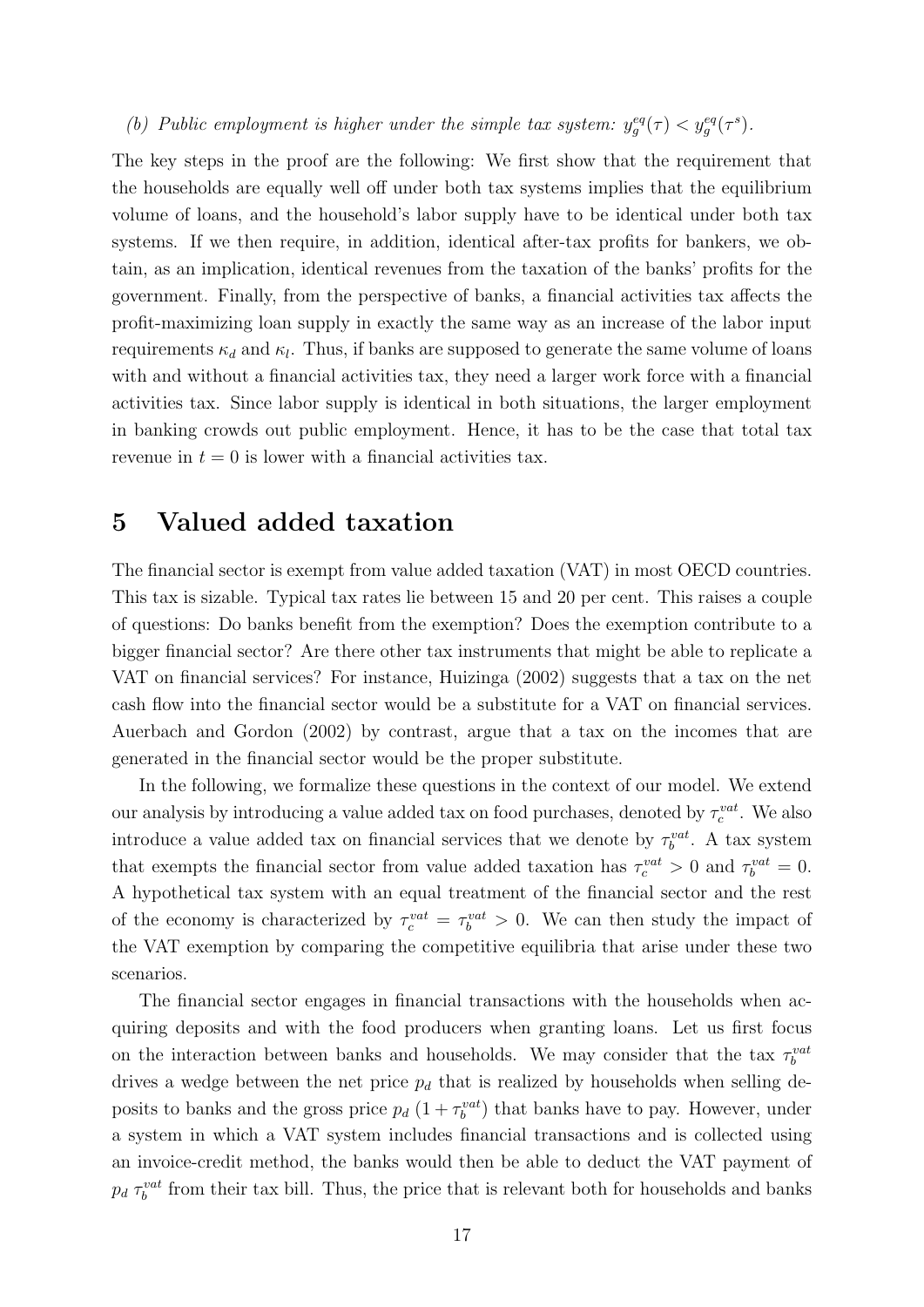*(b) Public employment is higher under the simple tax system: $y_g^{eq}(\tau) < y_g^{eq}(\tau^s)$.*

The key steps in the proof are the following: We first show that the requirement that the households are equally well off under both tax systems implies that the equilibrium volume of loans, and the household's labor supply have to be identical under both tax systems. If we then require, in addition, identical after-tax profits for bankers, we obtain, as an implication, identical revenues from the taxation of the banks' profits for the government. Finally, from the perspective of banks, a financial activities tax affects the profit-maximizing loan supply in exactly the same way as an increase of the labor input requirements $\kappa_d$ and $\kappa_l$. Thus, if banks are supposed to generate the same volume of loans with and without a financial activities tax, they need a larger work force with a financial activities tax. Since labor supply is identical in both situations, the larger employment in banking crowds out public employment. Hence, it has to be the case that total tax revenue in $t = 0$ is lower with a financial activities tax.

# 5 Valued added taxation

The financial sector is exempt from value added taxation (VAT) in most OECD countries. This tax is sizable. Typical tax rates lie between 15 and 20 per cent. This raises a couple of questions: Do banks benefit from the exemption? Does the exemption contribute to a bigger financial sector? Are there other tax instruments that might be able to replicate a VAT on financial services? For instance, Huizinga (2002) suggests that a tax on the net cash flow into the financial sector would be a substitute for a VAT on financial services. Auerbach and Gordon (2002) by contrast, argue that a tax on the incomes that are generated in the financial sector would be the proper substitute.

In the following, we formalize these questions in the context of our model. We extend our analysis by introducing a value added tax on food purchases, denoted by $\tau_c^{vat}$. We also introduce a value added tax on financial services that we denote by $\tau_b^{vat}$. A tax system that exempts the financial sector from value added taxation has $\tau_c^{vat} > 0$ and $\tau_b^{vat} = 0$. A hypothetical tax system with an equal treatment of the financial sector and the rest of the economy is characterized by $\tau_c^{vat} = \tau_b^{vat} > 0$. We can then study the impact of the VAT exemption by comparing the competitive equilibria that arise under these two scenarios.

The financial sector engages in financial transactions with the households when acquiring deposits and with the food producers when granting loans. Let us first focus on the interaction between banks and households. We may consider that the tax $\tau_b^{vat}$ drives a wedge between the net price $p_d$ that is realized by households when selling deposits to banks and the gross price $p_d\,(1 + \tau_b^{vat})$ that banks have to pay. However, under a system in which a VAT system includes financial transactions and is collected using an invoice-credit method, the banks would then be able to deduct the VAT payment of $p_d\,\tau_b^{vat}$ from their tax bill. Thus, the price that is relevant both for households and banks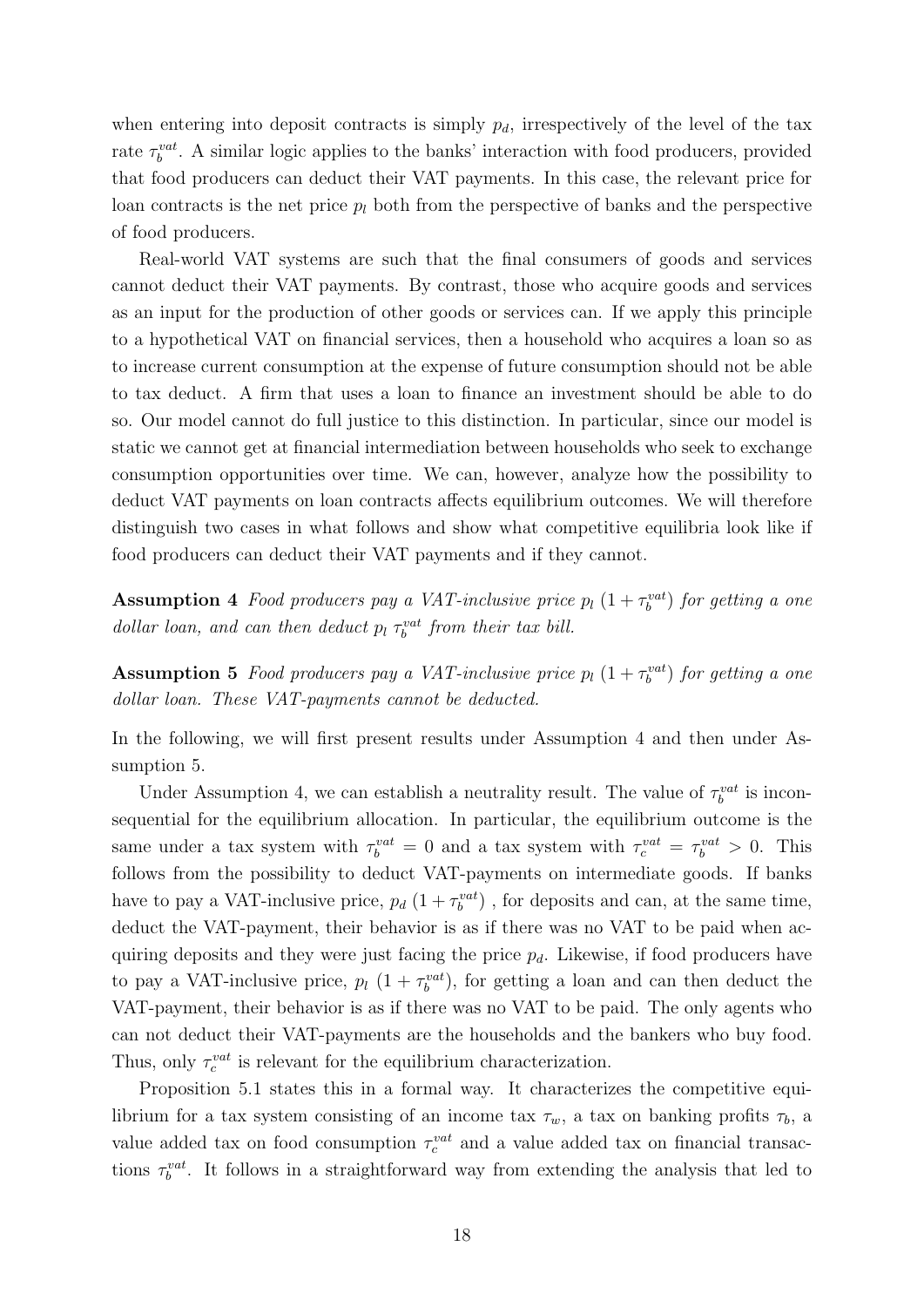when entering into deposit contracts is simply $p_d$, irrespectively of the level of the tax rate $\tau_b^{vat}$. A similar logic applies to the banks' interaction with food producers, provided that food producers can deduct their VAT payments. In this case, the relevant price for loan contracts is the net price $p_l$ both from the perspective of banks and the perspective of food producers.

Real-world VAT systems are such that the final consumers of goods and services cannot deduct their VAT payments. By contrast, those who acquire goods and services as an input for the production of other goods or services can. If we apply this principle to a hypothetical VAT on financial services, then a household who acquires a loan so as to increase current consumption at the expense of future consumption should not be able to tax deduct. A firm that uses a loan to finance an investment should be able to do so. Our model cannot do full justice to this distinction. In particular, since our model is static we cannot get at financial intermediation between households who seek to exchange consumption opportunities over time. We can, however, analyze how the possibility to deduct VAT payments on loan contracts affects equilibrium outcomes. We will therefore distinguish two cases in what follows and show what competitive equilibria look like if food producers can deduct their VAT payments and if they cannot.

**Assumption 4** *Food producers pay a VAT-inclusive price $p_l\,(1+\tau_b^{vat})$ for getting a one dollar loan, and can then deduct $p_l\,\tau_b^{vat}$ from their tax bill.*

**Assumption 5** *Food producers pay a VAT-inclusive price $p_l\,(1+\tau_b^{vat})$ for getting a one dollar loan. These VAT-payments cannot be deducted.*

In the following, we will first present results under Assumption 4 and then under Assumption 5.

Under Assumption 4, we can establish a neutrality result. The value of $\tau_b^{vat}$ is inconsequential for the equilibrium allocation. In particular, the equilibrium outcome is the same under a tax system with $\tau_b^{vat} = 0$ and a tax system with $\tau_c^{vat} = \tau_b^{vat} > 0$. This follows from the possibility to deduct VAT-payments on intermediate goods. If banks have to pay a VAT-inclusive price, $p_d\,(1+\tau_b^{vat})$ , for deposits and can, at the same time, deduct the VAT-payment, their behavior is as if there was no VAT to be paid when acquiring deposits and they were just facing the price $p_d$. Likewise, if food producers have to pay a VAT-inclusive price, $p_l\,(1+\tau_b^{vat})$, for getting a loan and can then deduct the VAT-payment, their behavior is as if there was no VAT to be paid. The only agents who can not deduct their VAT-payments are the households and the bankers who buy food. Thus, only $\tau_c^{vat}$ is relevant for the equilibrium characterization.

Proposition 5.1 states this in a formal way. It characterizes the competitive equilibrium for a tax system consisting of an income tax $\tau_w$, a tax on banking profits $\tau_b$, a value added tax on food consumption $\tau_c^{vat}$ and a value added tax on financial transactions $\tau_b^{vat}$. It follows in a straightforward way from extending the analysis that led to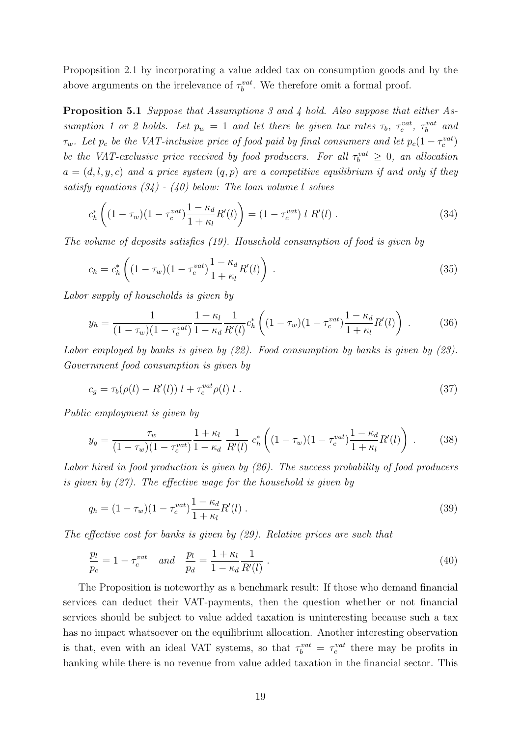Propopsition 2.1 by incorporating a value added tax on consumption goods and by the above arguments on the irrelevance of $\tau_b^{vat}$. We therefore omit a formal proof.

**Proposition 5.1** *Suppose that Assumptions 3 and 4 hold. Also suppose that either Assumption 1 or 2 holds. Let $p_w = 1$ and let there be given tax rates $\tau_b$, $\tau_c^{vat}$, $\tau_b^{vat}$ and $\tau_w$. Let $p_c$ be the VAT-inclusive price of food paid by final consumers and let $p_c(1-\tau_c^{vat})$ be the VAT-exclusive price received by food producers. For all $\tau_b^{vat} \geq 0$, an allocation $a = (d, l, y, c)$ and a price system $(q, p)$ are a competitive equilibrium if and only if they satisfy equations (34) - (40) below: The loan volume $l$ solves*

$$c_h^* \left( (1-\tau_w)(1-\tau_c^{vat}) \frac{1-\kappa_d}{1+\kappa_l} R'(l) \right) = (1-\tau_c^{vat}) \; l \; R'(l) \; . \tag{34}$$

*The volume of deposits satisfies (19). Household consumption of food is given by*

$$c_h = c_h^* \left( (1-\tau_w)(1-\tau_c^{vat}) \frac{1-\kappa_d}{1+\kappa_l} R'(l) \right) \; . \tag{35}$$

*Labor supply of households is given by*

$$y_h = \frac{1}{(1-\tau_w)(1-\tau_c^{vat})} \frac{1+\kappa_l}{1-\kappa_d} \frac{1}{R'(l)} c_h^* \left( (1-\tau_w)(1-\tau_c^{vat}) \frac{1-\kappa_d}{1+\kappa_l} R'(l) \right) \; . \tag{36}$$

*Labor employed by banks is given by (22). Food consumption by banks is given by (23). Government food consumption is given by*

$$c_g = \tau_b(\rho(l) - R'(l)) \; l + \tau_c^{vat} \rho(l) \; l \; . \tag{37}$$

*Public employment is given by*

$$y_g = \frac{\tau_w}{(1-\tau_w)(1-\tau_c^{vat})} \frac{1+\kappa_l}{1-\kappa_d} \; \frac{1}{R'(l)} \; c_h^* \left( (1-\tau_w)(1-\tau_c^{vat}) \frac{1-\kappa_d}{1+\kappa_l} R'(l) \right) \; . \tag{38}$$

*Labor hired in food production is given by (26). The success probability of food producers is given by (27). The effective wage for the household is given by*

$$q_h = (1-\tau_w)(1-\tau_c^{vat}) \frac{1-\kappa_d}{1+\kappa_l} R'(l) \; . \tag{39}$$

*The effective cost for banks is given by (29). Relative prices are such that*

$$\frac{p_l}{p_c} = 1-\tau_c^{vat} \quad and \quad \frac{p_l}{p_d} = \frac{1+\kappa_l}{1-\kappa_d} \frac{1}{R'(l)} \; . \tag{40}$$

The Proposition is noteworthy as a benchmark result: If those who demand financial services can deduct their VAT-payments, then the question whether or not financial services should be subject to value added taxation is uninteresting because such a tax has no impact whatsoever on the equilibrium allocation. Another interesting observation is that, even with an ideal VAT systems, so that $\tau_b^{vat} = \tau_c^{vat}$ there may be profits in banking while there is no revenue from value added taxation in the financial sector. This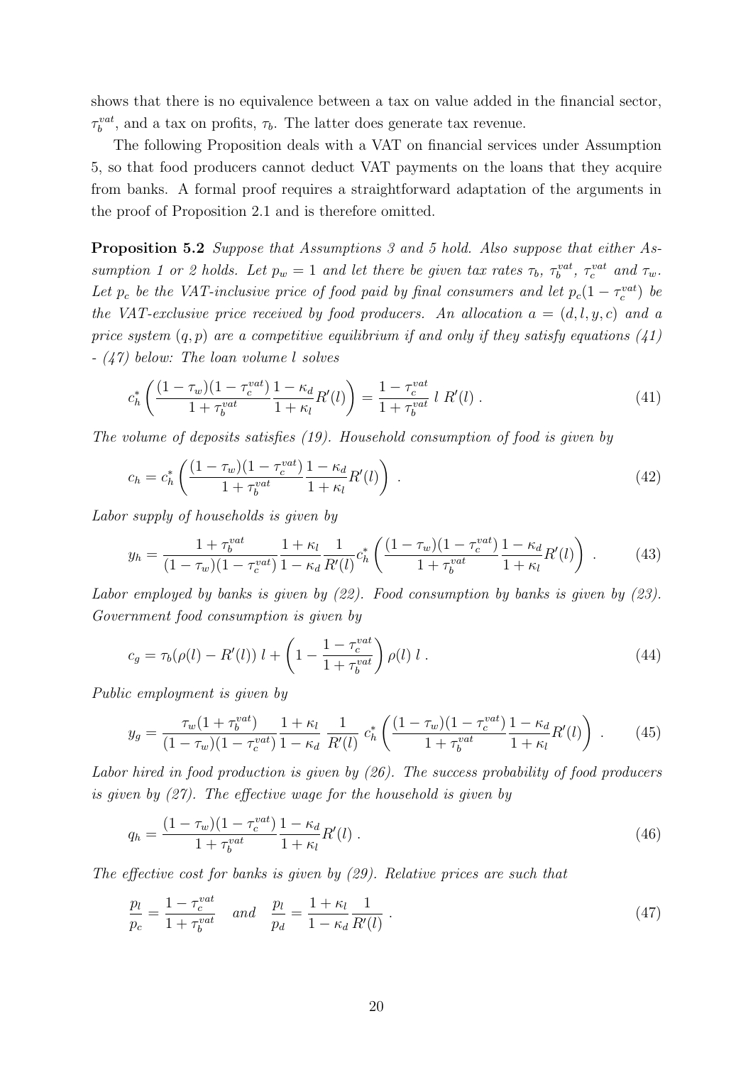shows that there is no equivalence between a tax on value added in the financial sector, $\tau_b^{vat}$, and a tax on profits, $\tau_b$. The latter does generate tax revenue.

The following Proposition deals with a VAT on financial services under Assumption 5, so that food producers cannot deduct VAT payments on the loans that they acquire from banks. A formal proof requires a straightforward adaptation of the arguments in the proof of Proposition 2.1 and is therefore omitted.

**Proposition 5.2** *Suppose that Assumptions 3 and 5 hold. Also suppose that either Assumption 1 or 2 holds. Let $p_w = 1$ and let there be given tax rates $\tau_b$, $\tau_b^{vat}$, $\tau_c^{vat}$ and $\tau_w$. Let $p_c$ be the VAT-inclusive price of food paid by final consumers and let $p_c(1 - \tau_c^{vat})$ be the VAT-exclusive price received by food producers. An allocation $a = (d, l, y, c)$ and a price system $(q, p)$ are a competitive equilibrium if and only if they satisfy equations (41) - (47) below: The loan volume $l$ solves*

$$c_h^* \left( \frac{(1-\tau_w)(1-\tau_c^{vat})}{1+\tau_b^{vat}} \frac{1-\kappa_d}{1+\kappa_l} R'(l) \right) = \frac{1-\tau_c^{vat}}{1+\tau_b^{vat}} \; l \; R'(l) \; . \tag{41}$$

*The volume of deposits satisfies (19). Household consumption of food is given by*

$$c_h = c_h^* \left( \frac{(1-\tau_w)(1-\tau_c^{vat})}{1+\tau_b^{vat}} \frac{1-\kappa_d}{1+\kappa_l} R'(l) \right) \; . \tag{42}$$

*Labor supply of households is given by*

$$y_h = \frac{1+\tau_b^{vat}}{(1-\tau_w)(1-\tau_c^{vat})} \frac{1+\kappa_l}{1-\kappa_d} \frac{1}{R'(l)} c_h^* \left( \frac{(1-\tau_w)(1-\tau_c^{vat})}{1+\tau_b^{vat}} \frac{1-\kappa_d}{1+\kappa_l} R'(l) \right) \; . \tag{43}$$

*Labor employed by banks is given by (22). Food consumption by banks is given by (23). Government food consumption is given by*

$$c_g = \tau_b(\rho(l) - R'(l)) \; l + \left( 1 - \frac{1-\tau_c^{vat}}{1+\tau_b^{vat}} \right) \rho(l) \; l \; . \tag{44}$$

*Public employment is given by*

$$y_g = \frac{\tau_w(1+\tau_b^{vat})}{(1-\tau_w)(1-\tau_c^{vat})} \frac{1+\kappa_l}{1-\kappa_d} \; \frac{1}{R'(l)} \; c_h^* \left( \frac{(1-\tau_w)(1-\tau_c^{vat})}{1+\tau_b^{vat}} \frac{1-\kappa_d}{1+\kappa_l} R'(l) \right) \; . \tag{45}$$

*Labor hired in food production is given by (26). The success probability of food producers is given by (27). The effective wage for the household is given by*

$$q_h = \frac{(1-\tau_w)(1-\tau_c^{vat})}{1+\tau_b^{vat}} \frac{1-\kappa_d}{1+\kappa_l} R'(l) \; . \tag{46}$$

*The effective cost for banks is given by (29). Relative prices are such that*

$$\frac{p_l}{p_c} = \frac{1-\tau_c^{vat}}{1+\tau_b^{vat}} \quad and \quad \frac{p_l}{p_d} = \frac{1+\kappa_l}{1-\kappa_d} \frac{1}{R'(l)} \; . \tag{47}$$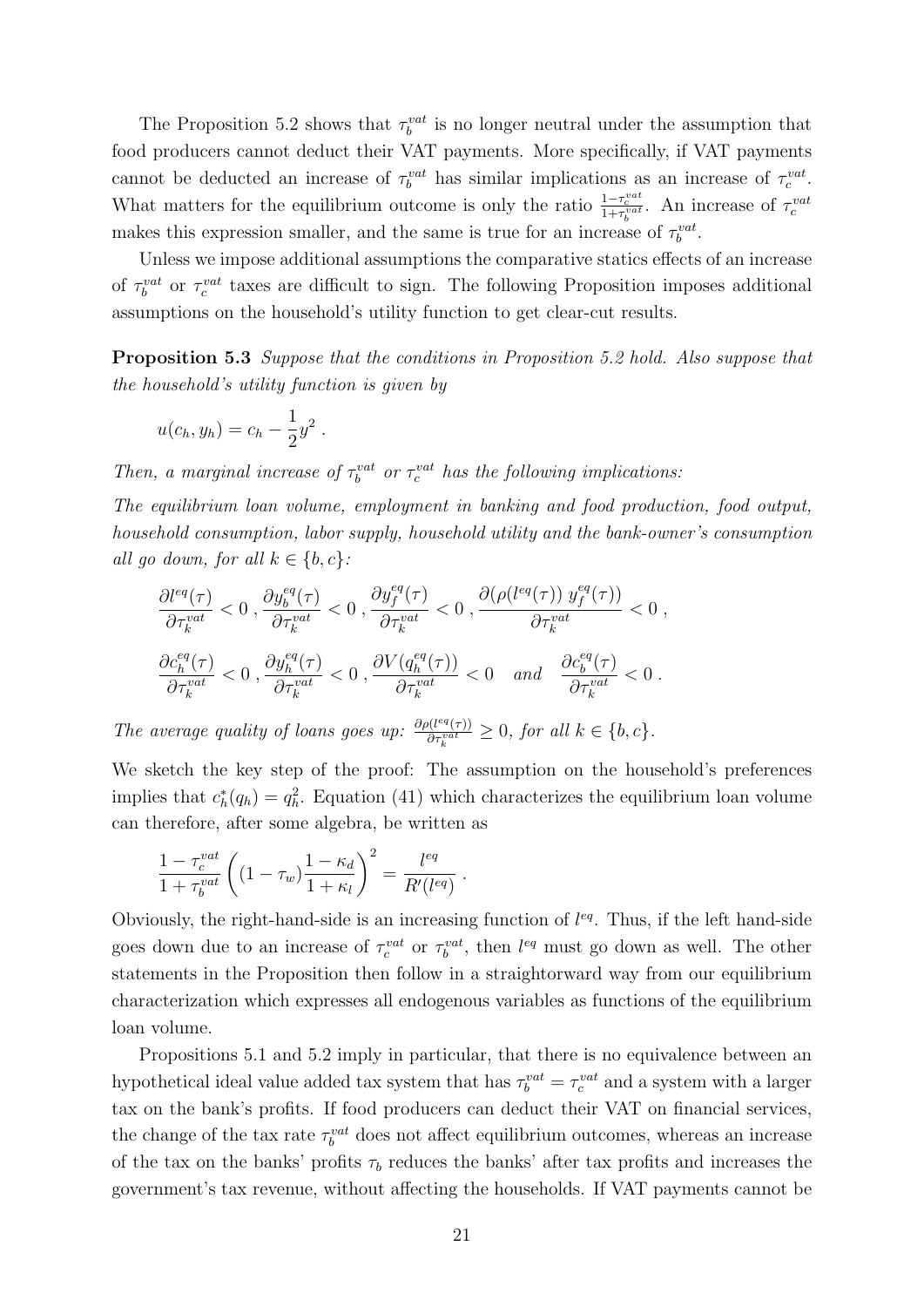The Proposition 5.2 shows that $\tau_b^{vat}$ is no longer neutral under the assumption that food producers cannot deduct their VAT payments. More specifically, if VAT payments cannot be deducted an increase of $\tau_b^{vat}$ has similar implications as an increase of $\tau_c^{vat}$. What matters for the equilibrium outcome is only the ratio $\frac{1-\tau_c^{vat}}{1+\tau_b^{vat}}$. An increase of $\tau_c^{vat}$ makes this expression smaller, and the same is true for an increase of $\tau_b^{vat}$.

Unless we impose additional assumptions the comparative statics effects of an increase of $\tau_b^{vat}$ or $\tau_c^{vat}$ taxes are difficult to sign. The following Proposition imposes additional assumptions on the household's utility function to get clear-cut results.

**Proposition 5.3** *Suppose that the conditions in Proposition 5.2 hold. Also suppose that the household's utility function is given by*

$$u(c_h, y_h) = c_h - \frac{1}{2}y^2 .$$

*Then, a marginal increase of $\tau_b^{vat}$ or $\tau_c^{vat}$ has the following implications:*

*The equilibrium loan volume, employment in banking and food production, food output, household consumption, labor supply, household utility and the bank-owner's consumption all go down, for all $k \in \{b, c\}$:*

$$\frac{\partial l^{eq}(\tau)}{\partial \tau_k^{vat}} < 0 \, , \frac{\partial y_b^{eq}(\tau)}{\partial \tau_k^{vat}} < 0 \, , \frac{\partial y_f^{eq}(\tau)}{\partial \tau_k^{vat}} < 0 \, , \frac{\partial (\rho(l^{eq}(\tau)) \; y_f^{eq}(\tau))}{\partial \tau_k^{vat}} < 0 \, ,$$

$$\frac{\partial c_h^{eq}(\tau)}{\partial \tau_k^{vat}} < 0 \, , \frac{\partial y_h^{eq}(\tau)}{\partial \tau_k^{vat}} < 0 \, , \frac{\partial V(q_h^{eq}(\tau))}{\partial \tau_k^{vat}} < 0 \quad and \quad \frac{\partial c_b^{eq}(\tau)}{\partial \tau_k^{vat}} < 0 \, .$$

*The average quality of loans goes up: $\frac{\partial \rho(l^{eq}(\tau))}{\partial \tau_k^{vat}} \geq 0$, for all $k \in \{b, c\}$.*

We sketch the key step of the proof: The assumption on the household's preferences implies that $c_h^*(q_h) = q_h^2$. Equation (41) which characterizes the equilibrium loan volume can therefore, after some algebra, be written as

$$\frac{1-\tau_c^{vat}}{1+\tau_b^{vat}} \left( (1-\tau_w) \frac{1-\kappa_d}{1+\kappa_l} \right)^2 = \frac{l^{eq}}{R'(l^{eq})} \, .$$

Obviously, the right-hand-side is an increasing function of $l^{eq}$. Thus, if the left hand-side goes down due to an increase of $\tau_c^{vat}$ or $\tau_b^{vat}$, then $l^{eq}$ must go down as well. The other statements in the Proposition then follow in a straightforward way from our equilibrium characterization which expresses all endogenous variables as functions of the equilibrium loan volume.

Propositions 5.1 and 5.2 imply in particular, that there is no equivalence between an hypothetical ideal value added tax system that has $\tau_b^{vat} = \tau_c^{vat}$ and a system with a larger tax on the bank's profits. If food producers can deduct their VAT on financial services, the change of the tax rate $\tau_b^{vat}$ does not affect equilibrium outcomes, whereas an increase of the tax on the banks' profits $\tau_b$ reduces the banks' after tax profits and increases the government's tax revenue, without affecting the households. If VAT payments cannot be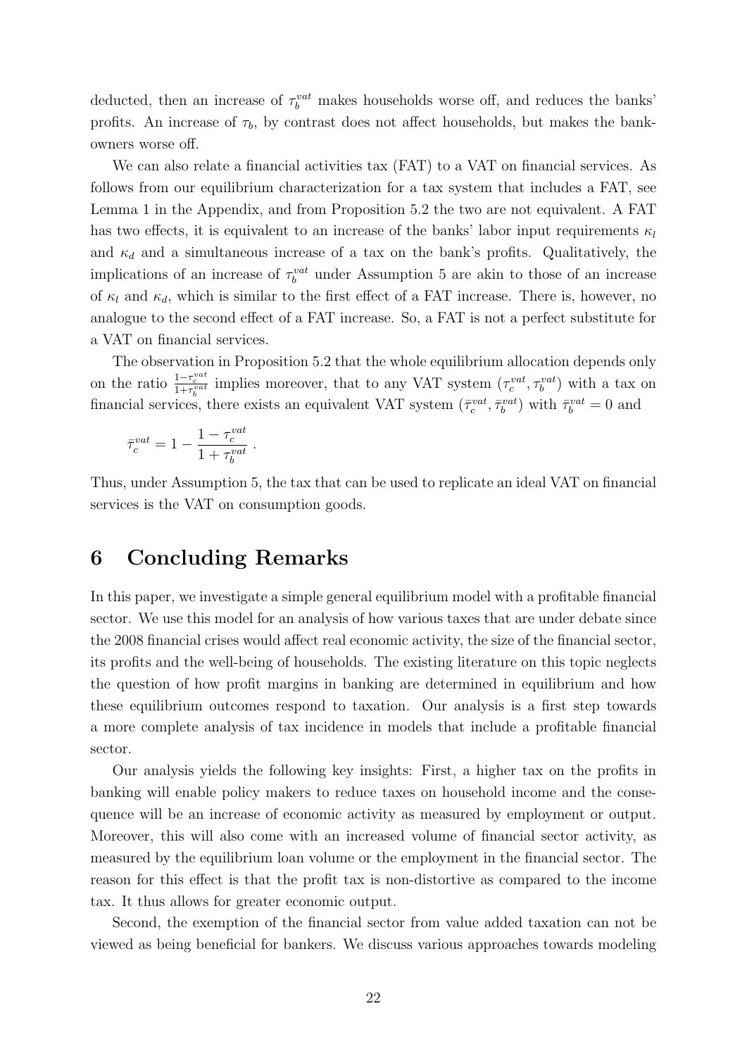deducted, then an increase of $\tau_b^{vat}$ makes households worse off, and reduces the banks' profits. An increase of $\tau_b$, by contrast does not affect households, but makes the bank-owners worse off.

We can also relate a financial activities tax (FAT) to a VAT on financial services. As follows from our equilibrium characterization for a tax system that includes a FAT, see Lemma 1 in the Appendix, and from Proposition 5.2 the two are not equivalent. A FAT has two effects, it is equivalent to an increase of the banks' labor input requirements $\kappa_l$ and $\kappa_d$ and a simultaneous increase of a tax on the bank's profits. Qualitatively, the implications of an increase of $\tau_b^{vat}$ under Assumption 5 are akin to those of an increase of $\kappa_l$ and $\kappa_d$, which is similar to the first effect of a FAT increase. There is, however, no analogue to the second effect of a FAT increase. So, a FAT is not a perfect substitute for a VAT on financial services.

The observation in Proposition 5.2 that the whole equilibrium allocation depends only on the ratio $\frac{1-\tau_c^{vat}}{1+\tau_b^{vat}}$ implies moreover, that to any VAT system $(\tau_c^{vat}, \tau_b^{vat})$ with a tax on financial services, there exists an equivalent VAT system $(\bar{\tau}_c^{vat}, \bar{\tau}_b^{vat})$ with $\bar{\tau}_b^{vat} = 0$ and

$$\bar{\tau}_c^{vat} = 1 - \frac{1 - \tau_c^{vat}}{1 + \tau_b^{vat}} \, .$$

Thus, under Assumption 5, the tax that can be used to replicate an ideal VAT on financial services is the VAT on consumption goods.

# 6 Concluding Remarks

In this paper, we investigate a simple general equilibrium model with a profitable financial sector. We use this model for an analysis of how various taxes that are under debate since the 2008 financial crises would affect real economic activity, the size of the financial sector, its profits and the well-being of households. The existing literature on this topic neglects the question of how profit margins in banking are determined in equilibrium and how these equilibrium outcomes respond to taxation. Our analysis is a first step towards a more complete analysis of tax incidence in models that include a profitable financial sector.

Our analysis yields the following key insights: First, a higher tax on the profits in banking will enable policy makers to reduce taxes on household income and the consequence will be an increase of economic activity as measured by employment or output. Moreover, this will also come with an increased volume of financial sector activity, as measured by the equilibrium loan volume or the employment in the financial sector. The reason for this effect is that the profit tax is non-distortive as compared to the income tax. It thus allows for greater economic output.

Second, the exemption of the financial sector from value added taxation can not be viewed as being beneficial for bankers. We discuss various approaches towards modeling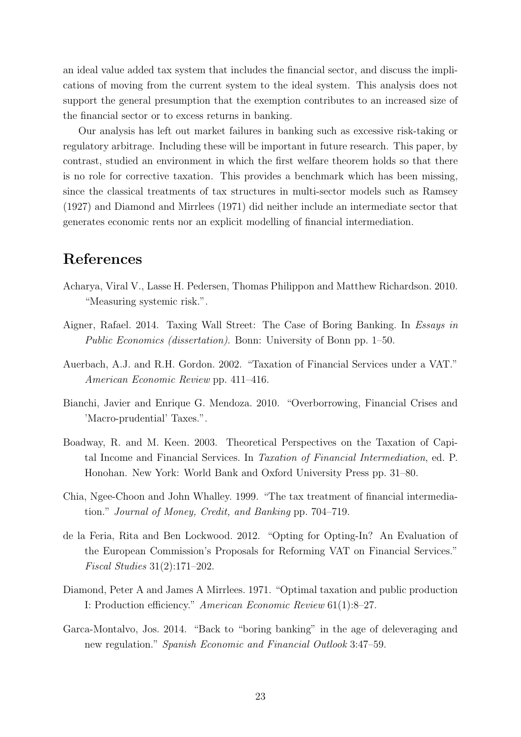an ideal value added tax system that includes the financial sector, and discuss the implications of moving from the current system to the ideal system. This analysis does not support the general presumption that the exemption contributes to an increased size of the financial sector or to excess returns in banking.

Our analysis has left out market failures in banking such as excessive risk-taking or regulatory arbitrage. Including these will be important in future research. This paper, by contrast, studied an environment in which the first welfare theorem holds so that there is no role for corrective taxation. This provides a benchmark which has been missing, since the classical treatments of tax structures in multi-sector models such as Ramsey (1927) and Diamond and Mirrlees (1971) did neither include an intermediate sector that generates economic rents nor an explicit modelling of financial intermediation.

# References

Acharya, Viral V., Lasse H. Pedersen, Thomas Philippon and Matthew Richardson. 2010. "Measuring systemic risk.".

Aigner, Rafael. 2014. Taxing Wall Street: The Case of Boring Banking. In *Essays in Public Economics (dissertation)*. Bonn: University of Bonn pp. 1–50.

Auerbach, A.J. and R.H. Gordon. 2002. "Taxation of Financial Services under a VAT." *American Economic Review* pp. 411–416.

Bianchi, Javier and Enrique G. Mendoza. 2010. "Overborrowing, Financial Crises and 'Macro-prudential' Taxes.".

Boadway, R. and M. Keen. 2003. Theoretical Perspectives on the Taxation of Capital Income and Financial Services. In *Taxation of Financial Intermediation*, ed. P. Honohan. New York: World Bank and Oxford University Press pp. 31–80.

Chia, Ngee-Choon and John Whalley. 1999. "The tax treatment of financial intermediation." *Journal of Money, Credit, and Banking* pp. 704–719.

de la Feria, Rita and Ben Lockwood. 2012. "Opting for Opting-In? An Evaluation of the European Commission's Proposals for Reforming VAT on Financial Services." *Fiscal Studies* 31(2):171–202.

Diamond, Peter A and James A Mirrlees. 1971. "Optimal taxation and public production I: Production efficiency." *American Economic Review* 61(1):8–27.

Garca-Montalvo, Jos. 2014. "Back to "boring banking" in the age of deleveraging and new regulation." *Spanish Economic and Financial Outlook* 3:47–59.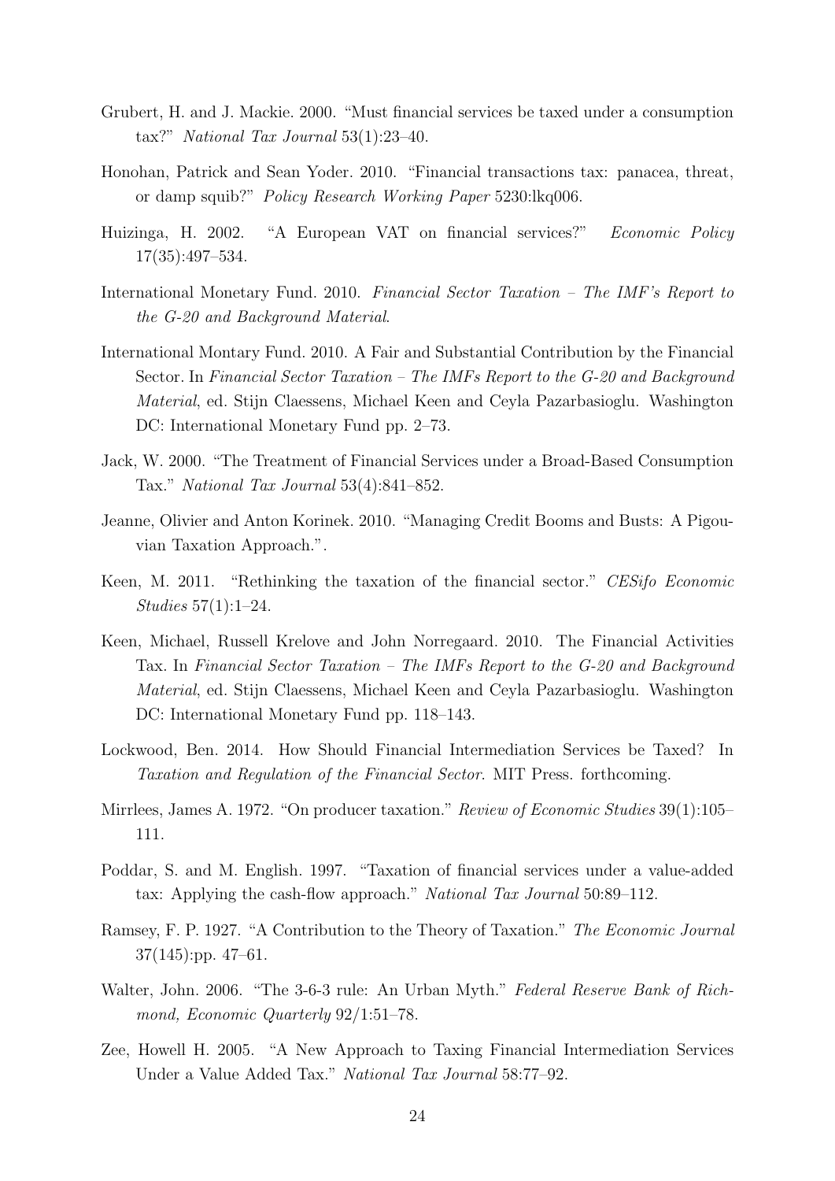Grubert, H. and J. Mackie. 2000. "Must financial services be taxed under a consumption tax?" *National Tax Journal* 53(1):23–40.

Honohan, Patrick and Sean Yoder. 2010. "Financial transactions tax: panacea, threat, or damp squib?" *Policy Research Working Paper* 5230:lkq006.

Huizinga, H. 2002. "A European VAT on financial services?" *Economic Policy* 17(35):497–534.

International Monetary Fund. 2010. *Financial Sector Taxation – The IMF's Report to the G-20 and Background Material*.

International Montary Fund. 2010. A Fair and Substantial Contribution by the Financial Sector. In *Financial Sector Taxation – The IMFs Report to the G-20 and Background Material*, ed. Stijn Claessens, Michael Keen and Ceyla Pazarbasioglu. Washington DC: International Monetary Fund pp. 2–73.

Jack, W. 2000. "The Treatment of Financial Services under a Broad-Based Consumption Tax." *National Tax Journal* 53(4):841–852.

Jeanne, Olivier and Anton Korinek. 2010. "Managing Credit Booms and Busts: A Pigouvian Taxation Approach.".

Keen, M. 2011. "Rethinking the taxation of the financial sector." *CESifo Economic Studies* 57(1):1–24.

Keen, Michael, Russell Krelove and John Norregaard. 2010. The Financial Activities Tax. In *Financial Sector Taxation – The IMFs Report to the G-20 and Background Material*, ed. Stijn Claessens, Michael Keen and Ceyla Pazarbasioglu. Washington DC: International Monetary Fund pp. 118–143.

Lockwood, Ben. 2014. How Should Financial Intermediation Services be Taxed? In *Taxation and Regulation of the Financial Sector*. MIT Press. forthcoming.

Mirrlees, James A. 1972. "On producer taxation." *Review of Economic Studies* 39(1):105–111.

Poddar, S. and M. English. 1997. "Taxation of financial services under a value-added tax: Applying the cash-flow approach." *National Tax Journal* 50:89–112.

Ramsey, F. P. 1927. "A Contribution to the Theory of Taxation." *The Economic Journal* 37(145):pp. 47–61.

Walter, John. 2006. "The 3-6-3 rule: An Urban Myth." *Federal Reserve Bank of Richmond, Economic Quarterly* 92/1:51–78.

Zee, Howell H. 2005. "A New Approach to Taxing Financial Intermediation Services Under a Value Added Tax." *National Tax Journal* 58:77–92.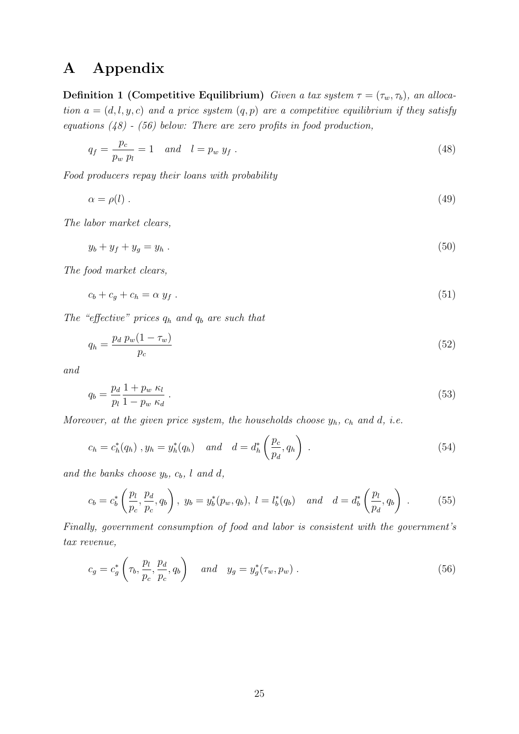# A Appendix

**Definition 1 (Competitive Equilibrium)** *Given a tax system $\tau = (\tau_w, \tau_b)$, an allocation $a = (d, l, y, c)$ and a price system $(q, p)$ are a competitive equilibrium if they satisfy equations (48) - (56) below: There are zero profits in food production,*

$$q_f = \frac{p_c}{p_w \, p_l} = 1 \quad \text{and} \quad l = p_w \, y_f \; . \tag{48}$$

*Food producers repay their loans with probability*

$$\alpha = \rho(l) \; . \tag{49}$$

*The labor market clears,*

$$y_b + y_f + y_g = y_h \; . \tag{50}$$

*The food market clears,*

$$c_b + c_g + c_h = \alpha \; y_f \; . \tag{51}$$

*The "effective" prices $q_h$ and $q_b$ are such that*

$$q_h = \frac{p_d \; p_w (1 - \tau_w)}{p_c} \tag{52}$$

*and*

$$q_b = \frac{p_d}{p_l} \frac{1 + p_w \; \kappa_l}{1 - p_w \; \kappa_d} \; . \tag{53}$$

*Moreover, at the given price system, the households choose $y_h$, $c_h$ and $d$, i.e.*

$$c_h = c_h^*(q_h) \; , y_h = y_h^*(q_h) \quad \text{and} \quad d = d_h^* \left( \frac{p_c}{p_d}, q_h \right) \; . \tag{54}$$

*and the banks choose $y_b$, $c_b$, $l$ and $d$,*

$$c_b = c_b^* \left( \frac{p_l}{p_c}, \frac{p_d}{p_c}, q_b \right) , \; y_b = y_b^*(p_w, q_b), \; l = l_b^*(q_b) \quad \text{and} \quad d = d_b^* \left( \frac{p_l}{p_d}, q_b \right) \; . \tag{55}$$

*Finally, government consumption of food and labor is consistent with the government's tax revenue,*

$$c_g = c_g^* \left( \tau_b, \frac{p_l}{p_c}, \frac{p_d}{p_c}, q_b \right) \quad \text{and} \quad y_g = y_g^*(\tau_w, p_w) \; . \tag{56}$$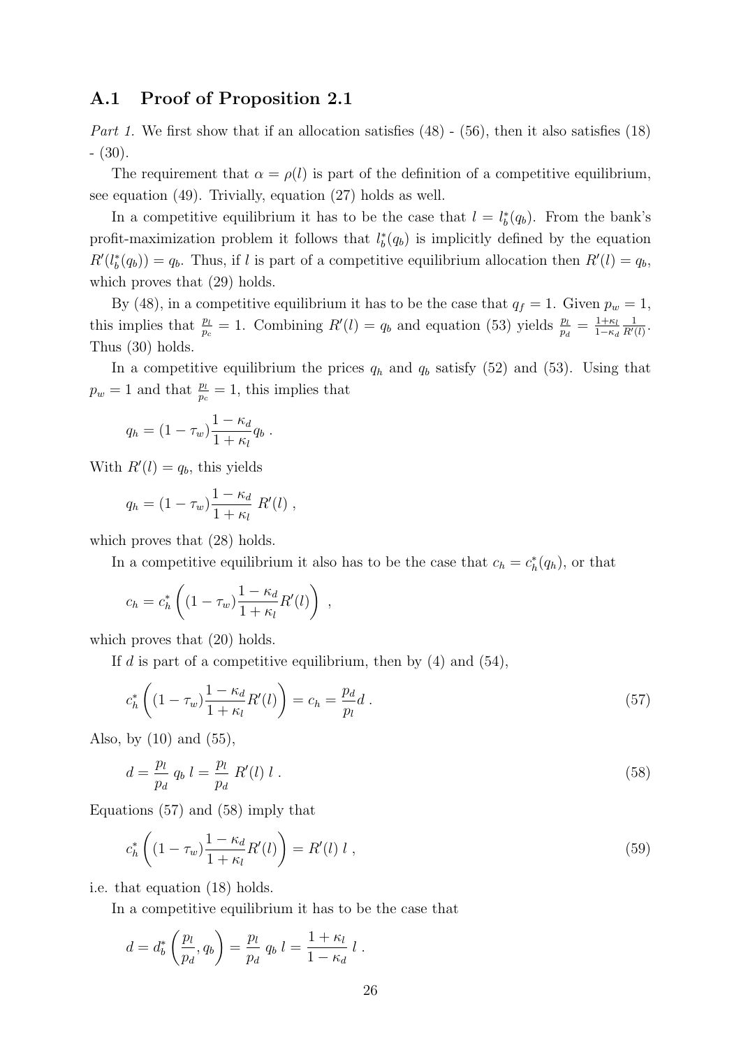### A.1 Proof of Proposition 2.1

*Part 1.* We first show that if an allocation satisfies (48) - (56), then it also satisfies (18) - (30).

The requirement that $\alpha = \rho(l)$ is part of the definition of a competitive equilibrium, see equation (49). Trivially, equation (27) holds as well.

In a competitive equilibrium it has to be the case that $l = l_b^*(q_b)$. From the bank's profit-maximization problem it follows that $l_b^*(q_b)$ is implicitly defined by the equation $R'(l_b^*(q_b)) = q_b$. Thus, if $l$ is part of a competitive equilibrium allocation then $R'(l) = q_b$, which proves that (29) holds.

By (48), in a competitive equilibrium it has to be the case that $q_f = 1$. Given $p_w = 1$, this implies that $\frac{p_l}{p_c} = 1$. Combining $R'(l) = q_b$ and equation (53) yields $\frac{p_l}{p_d} = \frac{1+\kappa_l}{1-\kappa_d}\frac{1}{R'(l)}$. Thus (30) holds.

In a competitive equilibrium the prices $q_h$ and $q_b$ satisfy (52) and (53). Using that $p_w = 1$ and that $\frac{p_l}{p_c} = 1$, this implies that

$$q_h = (1-\tau_w)\frac{1-\kappa_d}{1+\kappa_l} q_b \; .$$

With $R'(l) = q_b$, this yields

$$q_h = (1-\tau_w)\frac{1-\kappa_d}{1+\kappa_l}\; R'(l) \; ,$$

which proves that (28) holds.

In a competitive equilibrium it also has to be the case that $c_h = c_h^*(q_h)$, or that

$$c_h = c_h^*\left((1-\tau_w)\frac{1-\kappa_d}{1+\kappa_l} R'(l)\right) \; ,$$

which proves that (20) holds.

If $d$ is part of a competitive equilibrium, then by (4) and (54),

$$c_h^*\left((1-\tau_w)\frac{1-\kappa_d}{1+\kappa_l} R'(l)\right) = c_h = \frac{p_d}{p_l} d \; . \tag{57}$$

Also, by (10) and (55),

$$d = \frac{p_l}{p_d}\; q_b\; l = \frac{p_l}{p_d}\; R'(l)\; l \; . \tag{58}$$

Equations (57) and (58) imply that

$$c_h^*\left((1-\tau_w)\frac{1-\kappa_d}{1+\kappa_l} R'(l)\right) = R'(l)\; l \; , \tag{59}$$

i.e. that equation (18) holds.

In a competitive equilibrium it has to be the case that

$$d = d_b^*\left(\frac{p_l}{p_d}, q_b\right) = \frac{p_l}{p_d}\; q_b\; l = \frac{1+\kappa_l}{1-\kappa_d}\; l \; .$$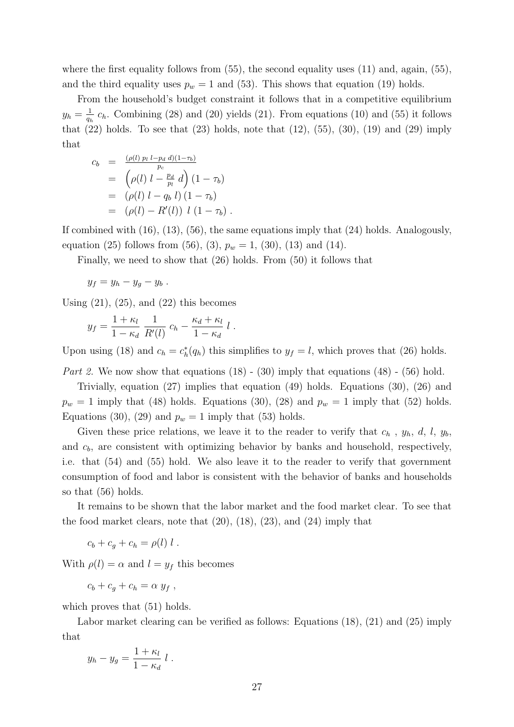where the first equality follows from (55), the second equality uses (11) and, again, (55), and the third equality uses $p_w = 1$ and (53). This shows that equation (19) holds.

From the household's budget constraint it follows that in a competitive equilibrium $y_h = \frac{1}{q_h}\, c_h$. Combining (28) and (20) yields (21). From equations (10) and (55) it follows that (22) holds. To see that (23) holds, note that (12), (55), (30), (19) and (29) imply that

$$
\begin{aligned}
c_b &= \tfrac{(\rho(l)\, p_l\, l - p_d\, d)(1-\tau_b)}{p_c} \\
&= \left(\rho(l)\, l - \tfrac{p_d}{p_l}\, d\right)(1-\tau_b) \\
&= \left(\rho(l)\, l - q_b\, l\right)(1-\tau_b) \\
&= \left(\rho(l) - R'(l)\right)\, l\, (1-\tau_b)\ .
\end{aligned}
$$

If combined with (16), (13), (56), the same equations imply that (24) holds. Analogously, equation (25) follows from (56), (3), $p_w = 1$, (30), (13) and (14).

Finally, we need to show that (26) holds. From (50) it follows that

$$
y_f = y_h - y_g - y_b\ .
$$

Using (21), (25), and (22) this becomes

$$
y_f = \frac{1+\kappa_l}{1-\kappa_d}\, \frac{1}{R'(l)}\, c_h - \frac{\kappa_d + \kappa_l}{1-\kappa_d}\, l\ .
$$

Upon using (18) and $c_h = c_h^*(q_h)$ this simplifies to $y_f = l$, which proves that (26) holds.

*Part 2.* We now show that equations (18) - (30) imply that equations (48) - (56) hold.

Trivially, equation (27) implies that equation (49) holds. Equations (30), (26) and $p_w = 1$ imply that (48) holds. Equations (30), (28) and $p_w = 1$ imply that (52) holds. Equations (30), (29) and $p_w = 1$ imply that (53) holds.

Given these price relations, we leave it to the reader to verify that $c_h$ , $y_h$, $d$, $l$, $y_b$, and $c_b$, are consistent with optimizing behavior by banks and household, respectively, i.e. that (54) and (55) hold. We also leave it to the reader to verify that government consumption of food and labor is consistent with the behavior of banks and households so that (56) holds.

It remains to be shown that the labor market and the food market clear. To see that the food market clears, note that (20), (18), (23), and (24) imply that

$$
c_b + c_g + c_h = \rho(l)\, l\ .
$$

With $\rho(l) = \alpha$ and $l = y_f$ this becomes

$$
c_b + c_g + c_h = \alpha\, y_f\ ,
$$

which proves that (51) holds.

Labor market clearing can be verified as follows: Equations (18), (21) and (25) imply that

$$
y_h - y_g = \frac{1+\kappa_l}{1-\kappa_d}\, l\ .
$$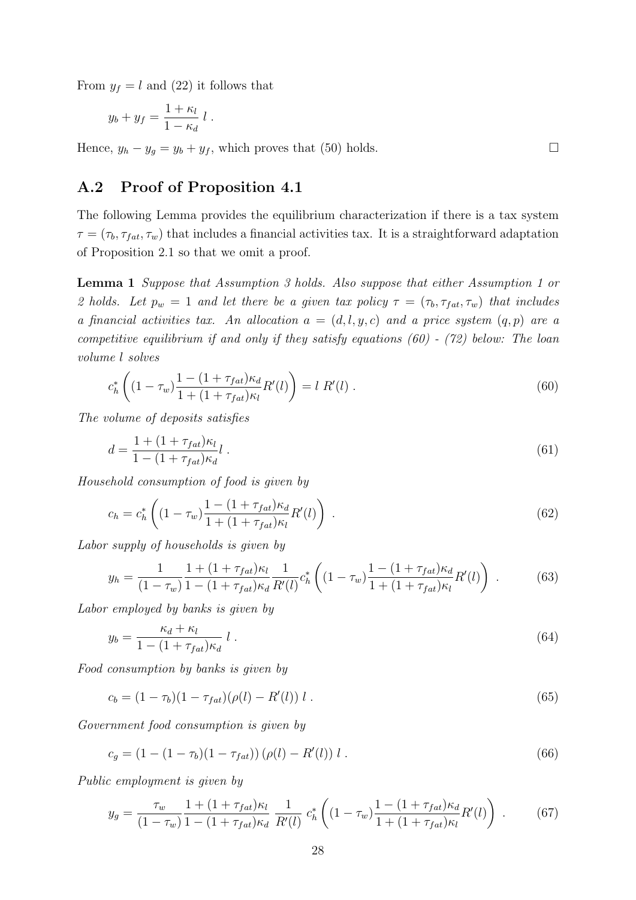From $y_f = l$ and (22) it follows that

$$y_b + y_f = \frac{1 + \kappa_l}{1 - \kappa_d}\; l \; .$$

Hence, $y_h - y_g = y_b + y_f$, which proves that (50) holds. □

## A.2 Proof of Proposition 4.1

The following Lemma provides the equilibrium characterization if there is a tax system $\tau = (\tau_b, \tau_{fat}, \tau_w)$ that includes a financial activities tax. It is a straightforward adaptation of Proposition 2.1 so that we omit a proof.

**Lemma 1** *Suppose that Assumption 3 holds. Also suppose that either Assumption 1 or 2 holds. Let $p_w = 1$ and let there be a given tax policy $\tau = (\tau_b, \tau_{fat}, \tau_w)$ that includes a financial activities tax. An allocation $a = (d, l, y, c)$ and a price system $(q, p)$ are a competitive equilibrium if and only if they satisfy equations (60) - (72) below: The loan volume $l$ solves*

$$c_h^* \left( (1 - \tau_w) \frac{1 - (1 + \tau_{fat})\kappa_d}{1 + (1 + \tau_{fat})\kappa_l} R'(l) \right) = l \; R'(l) \; . \tag{60}$$

*The volume of deposits satisfies*

$$d = \frac{1 + (1 + \tau_{fat})\kappa_l}{1 - (1 + \tau_{fat})\kappa_d} l \; . \tag{61}$$

*Household consumption of food is given by*

$$c_h = c_h^* \left( (1 - \tau_w) \frac{1 - (1 + \tau_{fat})\kappa_d}{1 + (1 + \tau_{fat})\kappa_l} R'(l) \right) \; . \tag{62}$$

*Labor supply of households is given by*

$$y_h = \frac{1}{(1 - \tau_w)} \frac{1 + (1 + \tau_{fat})\kappa_l}{1 - (1 + \tau_{fat})\kappa_d} \frac{1}{R'(l)} c_h^* \left( (1 - \tau_w) \frac{1 - (1 + \tau_{fat})\kappa_d}{1 + (1 + \tau_{fat})\kappa_l} R'(l) \right) \; . \tag{63}$$

*Labor employed by banks is given by*

$$y_b = \frac{\kappa_d + \kappa_l}{1 - (1 + \tau_{fat})\kappa_d} \; l \; . \tag{64}$$

*Food consumption by banks is given by*

$$c_b = (1 - \tau_b)(1 - \tau_{fat})(\rho(l) - R'(l)) \; l \; . \tag{65}$$

*Government food consumption is given by*

$$c_g = (1 - (1 - \tau_b)(1 - \tau_{fat})) \, (\rho(l) - R'(l)) \; l \; . \tag{66}$$

*Public employment is given by*

$$y_g = \frac{\tau_w}{(1 - \tau_w)} \frac{1 + (1 + \tau_{fat})\kappa_l}{1 - (1 + \tau_{fat})\kappa_d} \; \frac{1}{R'(l)} \; c_h^* \left( (1 - \tau_w) \frac{1 - (1 + \tau_{fat})\kappa_d}{1 + (1 + \tau_{fat})\kappa_l} R'(l) \right) \; . \tag{67}$$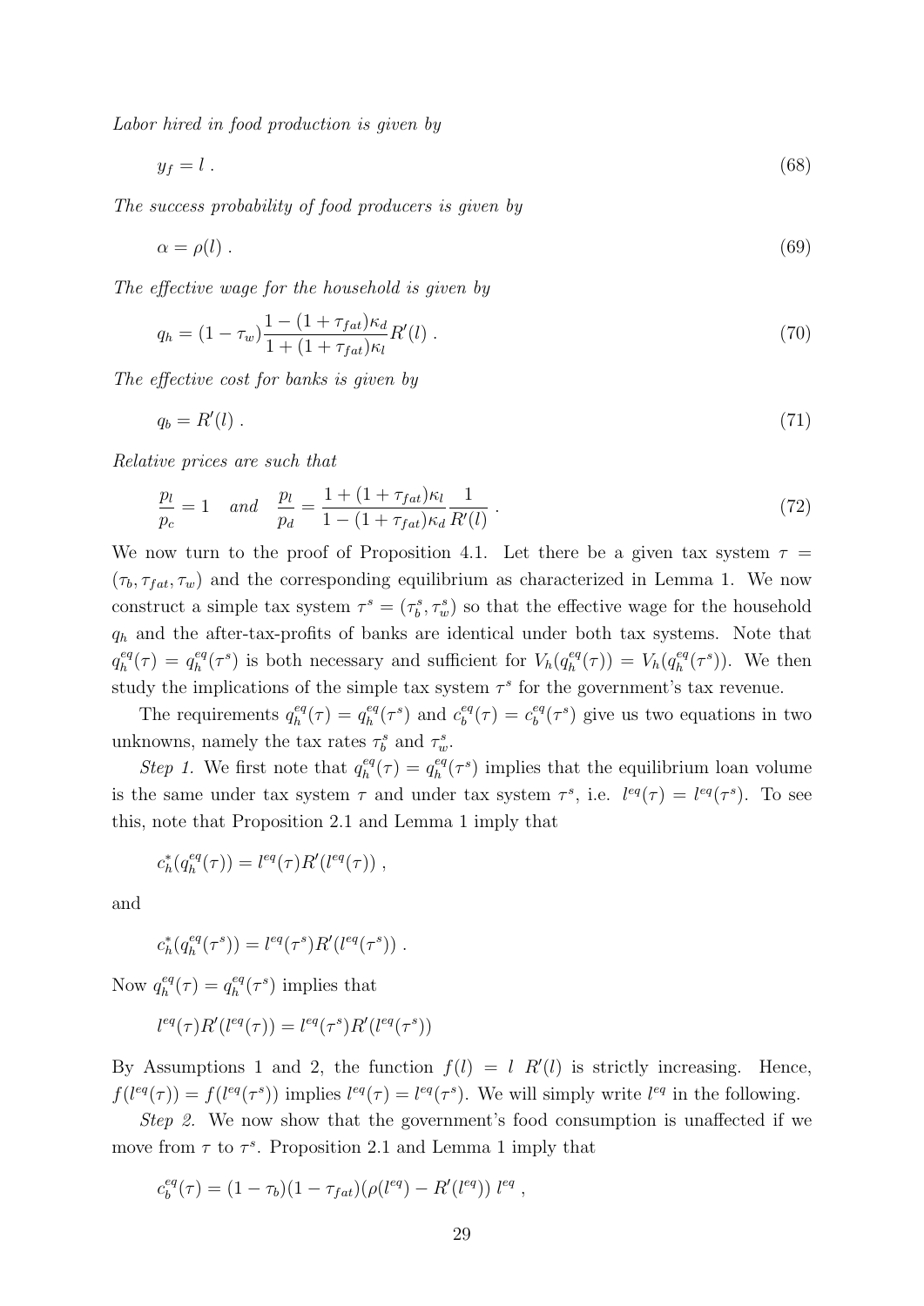*Labor hired in food production is given by*

$$y_f = l \; . \tag{68}$$

*The success probability of food producers is given by*

$$\alpha = \rho(l) \; . \tag{69}$$

*The effective wage for the household is given by*

$$q_h = (1-\tau_w)\frac{1-(1+\tau_{fat})\kappa_d}{1+(1+\tau_{fat})\kappa_l} R'(l) \; . \tag{70}$$

*The effective cost for banks is given by*

$$q_b = R'(l) \; . \tag{71}$$

*Relative prices are such that*

$$\frac{p_l}{p_c} = 1 \quad and \quad \frac{p_l}{p_d} = \frac{1+(1+\tau_{fat})\kappa_l}{1-(1+\tau_{fat})\kappa_d}\frac{1}{R'(l)} \; . \tag{72}$$

We now turn to the proof of Proposition 4.1. Let there be a given tax system $\tau = (\tau_b, \tau_{fat}, \tau_w)$ and the corresponding equilibrium as characterized in Lemma 1. We now construct a simple tax system $\tau^s = (\tau_b^s, \tau_w^s)$ so that the effective wage for the household $q_h$ and the after-tax-profits of banks are identical under both tax systems. Note that $q_h^{eq}(\tau) = q_h^{eq}(\tau^s)$ is both necessary and sufficient for $V_h(q_h^{eq}(\tau)) = V_h(q_h^{eq}(\tau^s))$. We then study the implications of the simple tax system $\tau^s$ for the government's tax revenue.

The requirements $q_h^{eq}(\tau) = q_h^{eq}(\tau^s)$ and $c_b^{eq}(\tau) = c_b^{eq}(\tau^s)$ give us two equations in two unknowns, namely the tax rates $\tau_b^s$ and $\tau_w^s$.

*Step 1.* We first note that $q_h^{eq}(\tau) = q_h^{eq}(\tau^s)$ implies that the equilibrium loan volume is the same under tax system $\tau$ and under tax system $\tau^s$, i.e. $l^{eq}(\tau) = l^{eq}(\tau^s)$. To see this, note that Proposition 2.1 and Lemma 1 imply that

$$c_h^*(q_h^{eq}(\tau)) = l^{eq}(\tau) R'(l^{eq}(\tau)) \; ,$$

and

$$c_h^*(q_h^{eq}(\tau^s)) = l^{eq}(\tau^s) R'(l^{eq}(\tau^s)) \; .$$

Now $q_h^{eq}(\tau) = q_h^{eq}(\tau^s)$ implies that

$$l^{eq}(\tau) R'(l^{eq}(\tau)) = l^{eq}(\tau^s) R'(l^{eq}(\tau^s))$$

By Assumptions 1 and 2, the function $f(l) = l \; R'(l)$ is strictly increasing. Hence, $f(l^{eq}(\tau)) = f(l^{eq}(\tau^s))$ implies $l^{eq}(\tau) = l^{eq}(\tau^s)$. We will simply write $l^{eq}$ in the following.

*Step 2.* We now show that the government's food consumption is unaffected if we move from $\tau$ to $\tau^s$. Proposition 2.1 and Lemma 1 imply that

$$c_b^{eq}(\tau) = (1-\tau_b)(1-\tau_{fat})(\rho(l^{eq}) - R'(l^{eq})) \; l^{eq} \; ,$$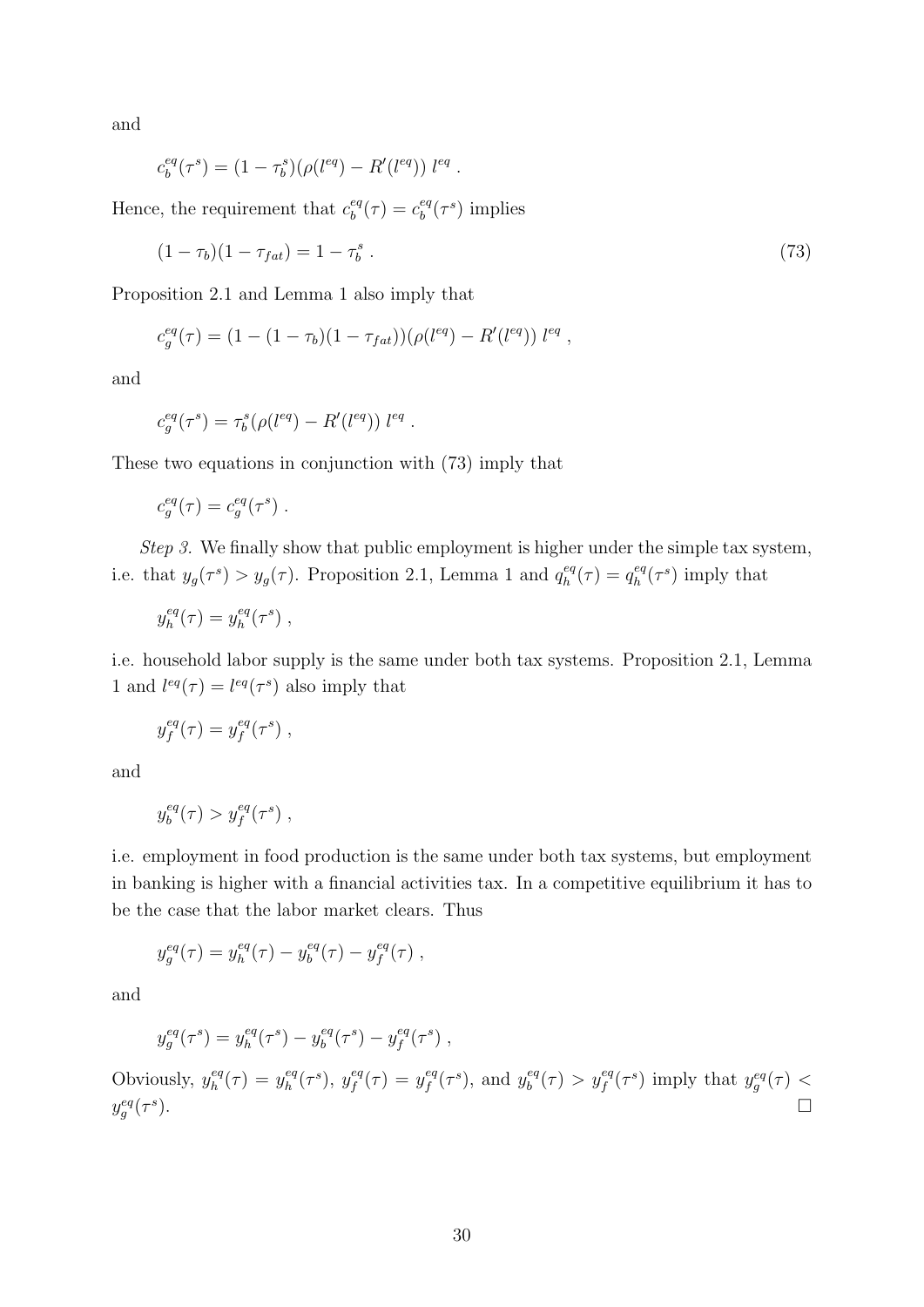and

$$c_b^{eq}(\tau^s) = (1 - \tau_b^s)(\rho(l^{eq}) - R'(l^{eq}))\, l^{eq} \,.$$

Hence, the requirement that $c_b^{eq}(\tau) = c_b^{eq}(\tau^s)$ implies

$$(1 - \tau_b)(1 - \tau_{fat}) = 1 - \tau_b^s \,. \tag{73}$$

Proposition 2.1 and Lemma 1 also imply that

$$c_g^{eq}(\tau) = (1 - (1 - \tau_b)(1 - \tau_{fat}))(\rho(l^{eq}) - R'(l^{eq}))\, l^{eq} \,,$$

and

$$c_g^{eq}(\tau^s) = \tau_b^s(\rho(l^{eq}) - R'(l^{eq}))\, l^{eq} \,.$$

These two equations in conjunction with (73) imply that

$$c_g^{eq}(\tau) = c_g^{eq}(\tau^s) \,.$$

*Step 3.* We finally show that public employment is higher under the simple tax system, i.e. that $y_g(\tau^s) > y_g(\tau)$. Proposition 2.1, Lemma 1 and $q_h^{eq}(\tau) = q_h^{eq}(\tau^s)$ imply that

$$y_h^{eq}(\tau) = y_h^{eq}(\tau^s) \,,$$

i.e. household labor supply is the same under both tax systems. Proposition 2.1, Lemma 1 and $l^{eq}(\tau) = l^{eq}(\tau^s)$ also imply that

$$y_f^{eq}(\tau) = y_f^{eq}(\tau^s) \,,$$

and

$$y_b^{eq}(\tau) > y_f^{eq}(\tau^s) \,,$$

i.e. employment in food production is the same under both tax systems, but employment in banking is higher with a financial activities tax. In a competitive equilibrium it has to be the case that the labor market clears. Thus

$$y_g^{eq}(\tau) = y_h^{eq}(\tau) - y_b^{eq}(\tau) - y_f^{eq}(\tau) \,,$$

and

$$y_g^{eq}(\tau^s) = y_h^{eq}(\tau^s) - y_b^{eq}(\tau^s) - y_f^{eq}(\tau^s) \,,$$

Obviously, $y_h^{eq}(\tau) = y_h^{eq}(\tau^s)$, $y_f^{eq}(\tau) = y_f^{eq}(\tau^s)$, and $y_b^{eq}(\tau) > y_f^{eq}(\tau^s)$ imply that $y_g^{eq}(\tau) < y_g^{eq}(\tau^s)$. □